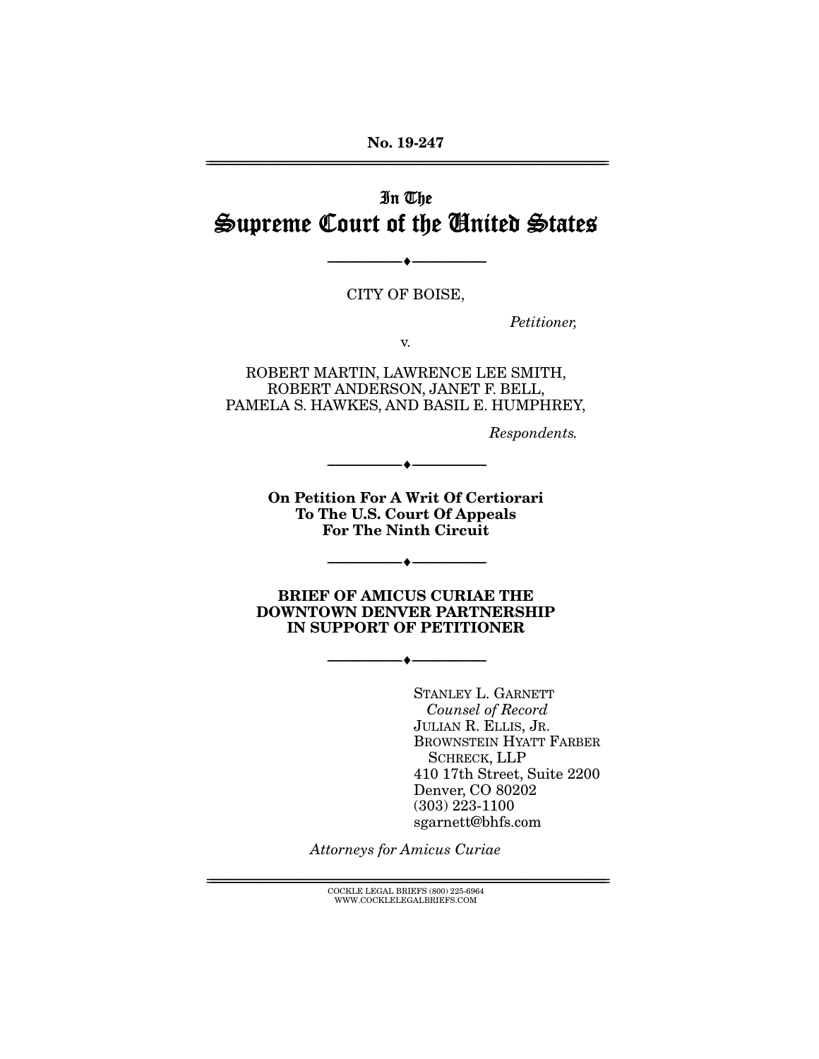No. 19-247

# In The Supreme Court of the United States

---

CITY OF BOISE,

*Petitioner,*

v.

ROBERT MARTIN, LAWRENCE LEE SMITH, ROBERT ANDERSON, JANET F. BELL, PAMELA S. HAWKES, AND BASIL E. HUMPHREY,

*Respondents.*

---

**On Petition For A Writ Of Certiorari To The U.S. Court Of Appeals For The Ninth Circuit**

---

**BRIEF OF AMICUS CURIAE THE DOWNTOWN DENVER PARTNERSHIP IN SUPPORT OF PETITIONER**

---

STANLEY L. GARNETT
*Counsel of Record*
JULIAN R. ELLIS, JR.
BROWNSTEIN HYATT FARBER SCHRECK, LLP
410 17th Street, Suite 2200
Denver, CO 80202
(303) 223-1100
sgarnett@bhfs.com

*Attorneys for Amicus Curiae*

COCKLE LEGAL BRIEFS (800) 225-6964
WWW.COCKLELEGALBRIEFS.COM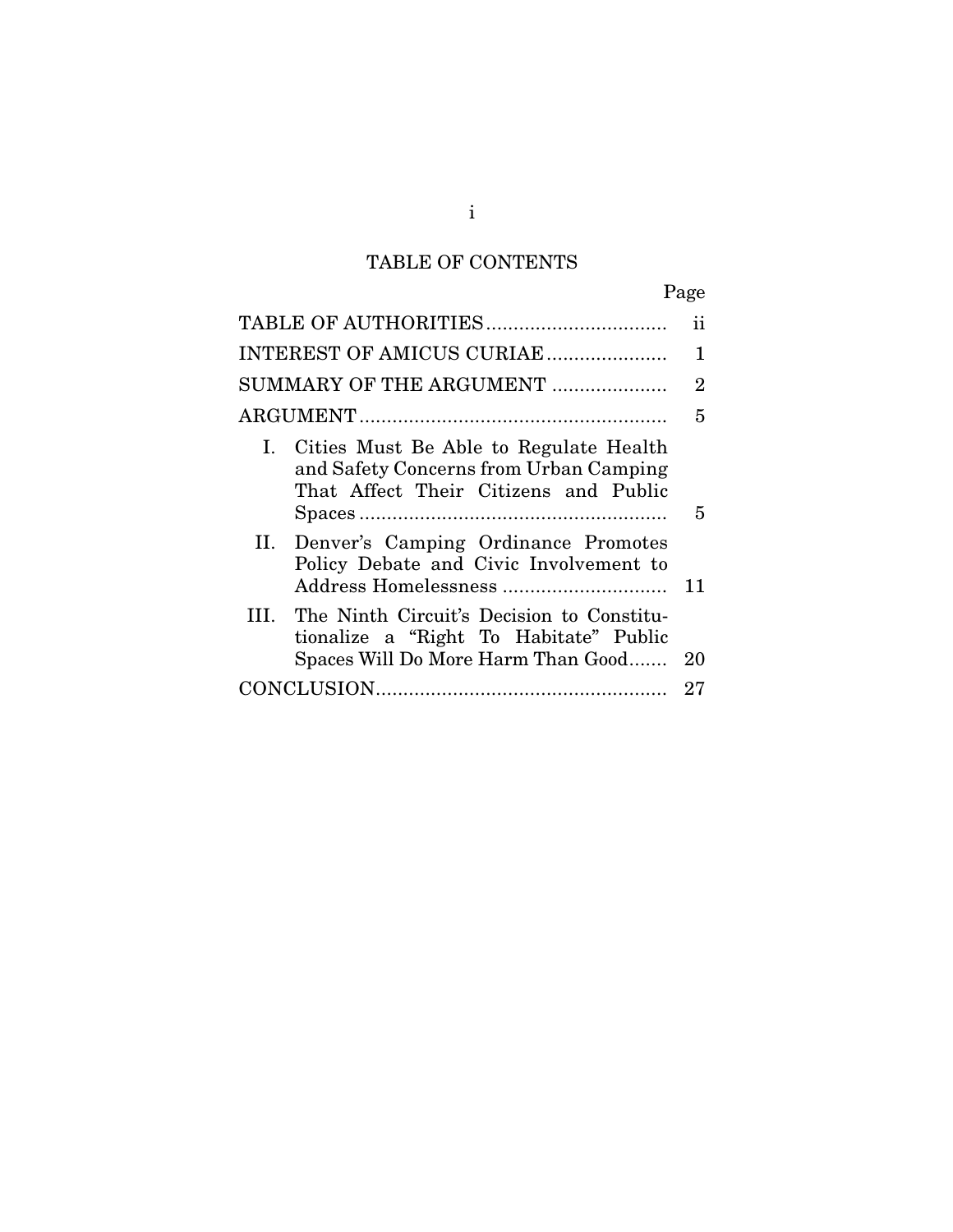## TABLE OF CONTENTS

| | Page |
|---|---|
| TABLE OF AUTHORITIES | ii |
| INTEREST OF AMICUS CURIAE | 1 |
| SUMMARY OF THE ARGUMENT | 2 |
| ARGUMENT | 5 |
| I. Cities Must Be Able to Regulate Health and Safety Concerns from Urban Camping That Affect Their Citizens and Public Spaces | 5 |
| II. Denver's Camping Ordinance Promotes Policy Debate and Civic Involvement to Address Homelessness | 11 |
| III. The Ninth Circuit's Decision to Constitutionalize a "Right To Habitate" Public Spaces Will Do More Harm Than Good | 20 |
| CONCLUSION | 27 |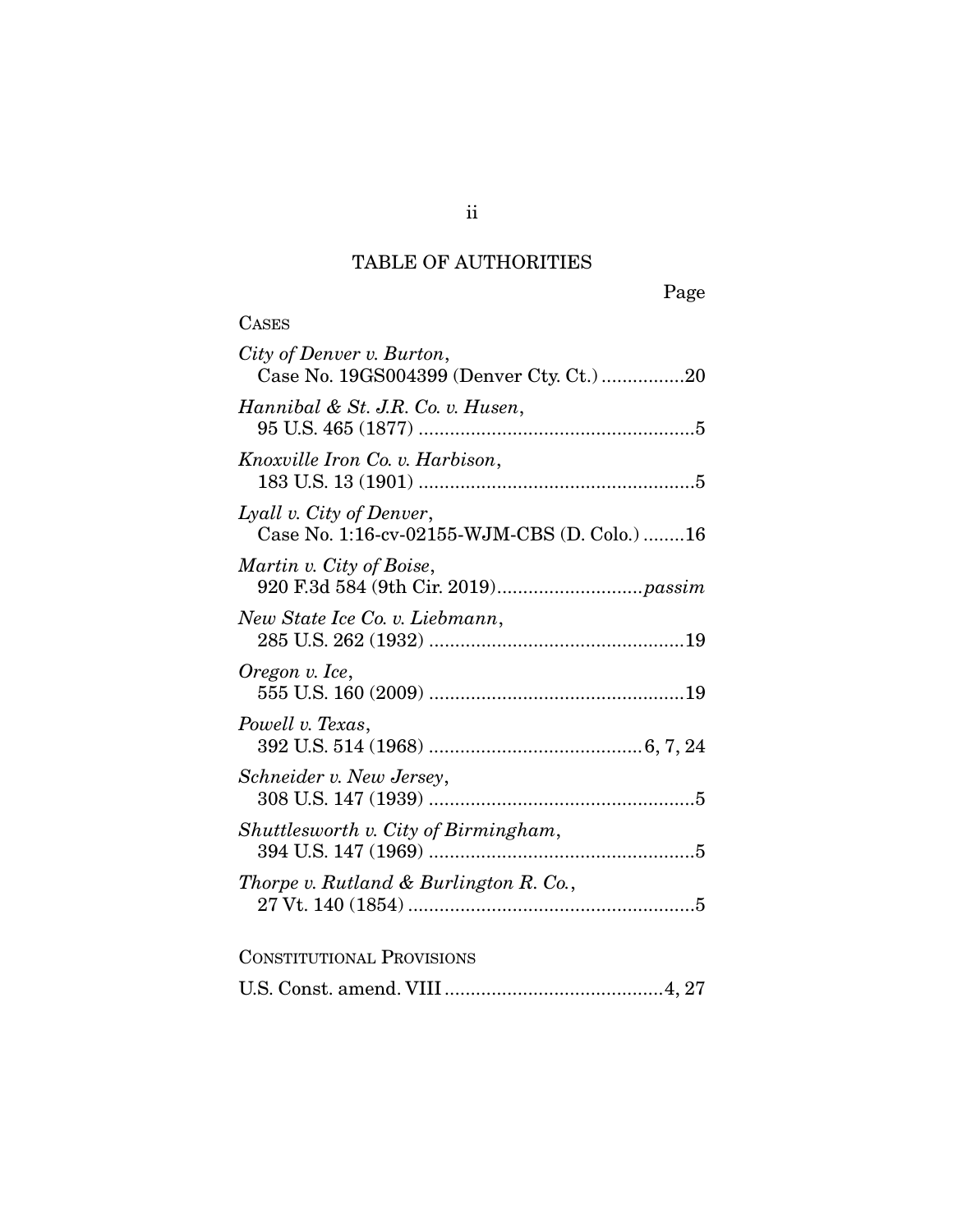## TABLE OF AUTHORITIES

Page

CASES

*City of Denver v. Burton*,
Case No. 19GS004399 (Denver Cty. Ct.) ................20

*Hannibal & St. J.R. Co. v. Husen*,
95 U.S. 465 (1877) ....................................................5

*Knoxville Iron Co. v. Harbison*,
183 U.S. 13 (1901) ....................................................5

*Lyall v. City of Denver*,
Case No. 1:16-cv-02155-WJM-CBS (D. Colo.) ........16

*Martin v. City of Boise*,
920 F.3d 584 (9th Cir. 2019)...........................*passim*

*New State Ice Co. v. Liebmann*,
285 U.S. 262 (1932) ................................................19

*Oregon v. Ice*,
555 U.S. 160 (2009) ................................................19

*Powell v. Texas*,
392 U.S. 514 (1968) ........................................6, 7, 24

*Schneider v. New Jersey*,
308 U.S. 147 (1939) ..................................................5

*Shuttlesworth v. City of Birmingham*,
394 U.S. 147 (1969) ..................................................5

*Thorpe v. Rutland & Burlington R. Co.*,
27 Vt. 140 (1854) ......................................................5

CONSTITUTIONAL PROVISIONS

U.S. Const. amend. VIII .........................................4, 27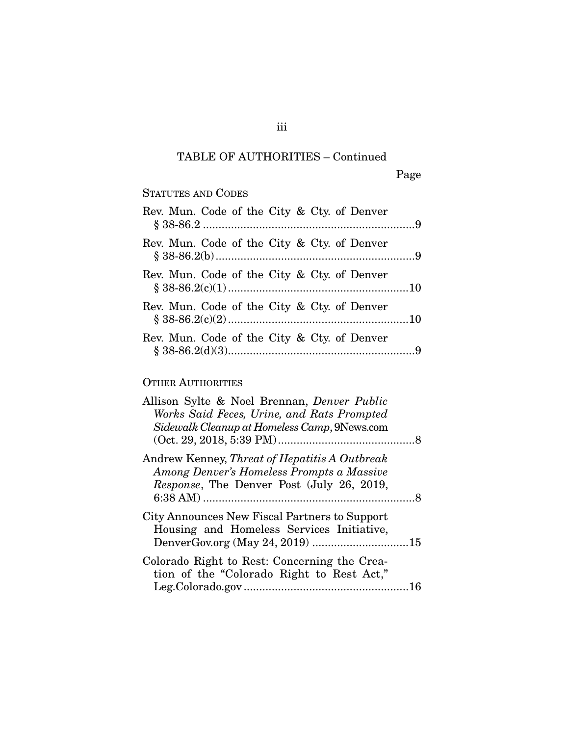TABLE OF AUTHORITIES – Continued

Page

STATUTES AND CODES

Rev. Mun. Code of the City & Cty. of Denver § 38-86.2 ....................................................................9

Rev. Mun. Code of the City & Cty. of Denver § 38-86.2(b) ................................................................9

Rev. Mun. Code of the City & Cty. of Denver § 38-86.2(c)(1) ..........................................................10

Rev. Mun. Code of the City & Cty. of Denver § 38-86.2(c)(2) ..........................................................10

Rev. Mun. Code of the City & Cty. of Denver § 38-86.2(d)(3) ............................................................9

OTHER AUTHORITIES

Allison Sylte & Noel Brennan, *Denver Public Works Said Feces, Urine, and Rats Prompted Sidewalk Cleanup at Homeless Camp*, 9News.com (Oct. 29, 2018, 5:39 PM) ............................................8

Andrew Kenney, *Threat of Hepatitis A Outbreak Among Denver's Homeless Prompts a Massive Response*, The Denver Post (July 26, 2019, 6:38 AM) ....................................................................8

City Announces New Fiscal Partners to Support Housing and Homeless Services Initiative, DenverGov.org (May 24, 2019) ..............................15

Colorado Right to Rest: Concerning the Creation of the "Colorado Right to Rest Act," Leg.Colorado.gov .....................................................16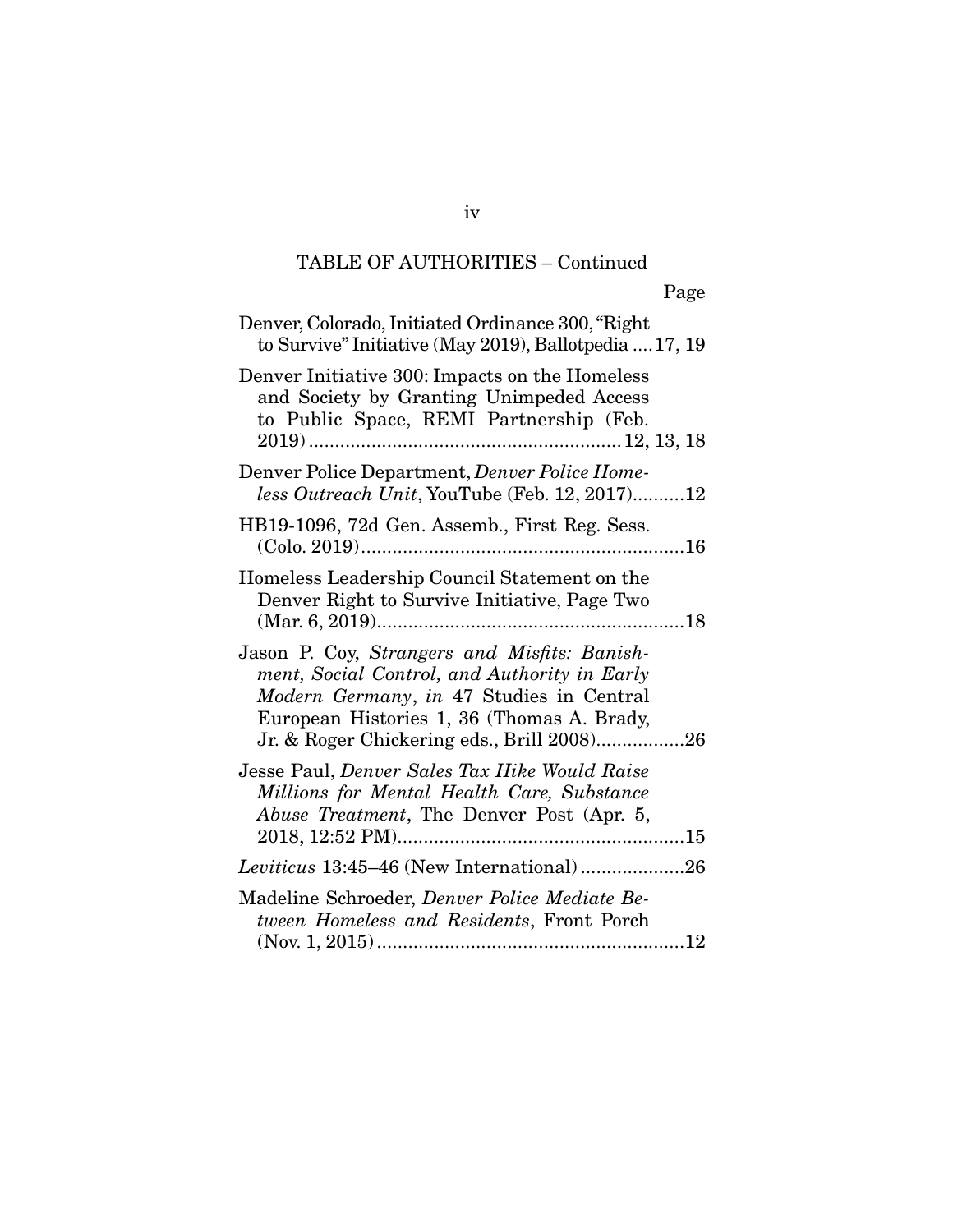TABLE OF AUTHORITIES – Continued

Page

Denver, Colorado, Initiated Ordinance 300, "Right to Survive" Initiative (May 2019), Ballotpedia ....17, 19

Denver Initiative 300: Impacts on the Homeless and Society by Granting Unimpeded Access to Public Space, REMI Partnership (Feb. 2019) ............................................................ 12, 13, 18

Denver Police Department, *Denver Police Homeless Outreach Unit*, YouTube (Feb. 12, 2017)..........12

HB19-1096, 72d Gen. Assemb., First Reg. Sess. (Colo. 2019)..............................................................16

Homeless Leadership Council Statement on the Denver Right to Survive Initiative, Page Two (Mar. 6, 2019)...........................................................18

Jason P. Coy, *Strangers and Misfits: Banishment, Social Control, and Authority in Early Modern Germany*, *in* 47 Studies in Central European Histories 1, 36 (Thomas A. Brady, Jr. & Roger Chickering eds., Brill 2008).................26

Jesse Paul, *Denver Sales Tax Hike Would Raise Millions for Mental Health Care, Substance Abuse Treatment*, The Denver Post (Apr. 5, 2018, 12:52 PM).......................................................15

*Leviticus* 13:45–46 (New International) ....................26

Madeline Schroeder, *Denver Police Mediate Between Homeless and Residents*, Front Porch (Nov. 1, 2015)...........................................................12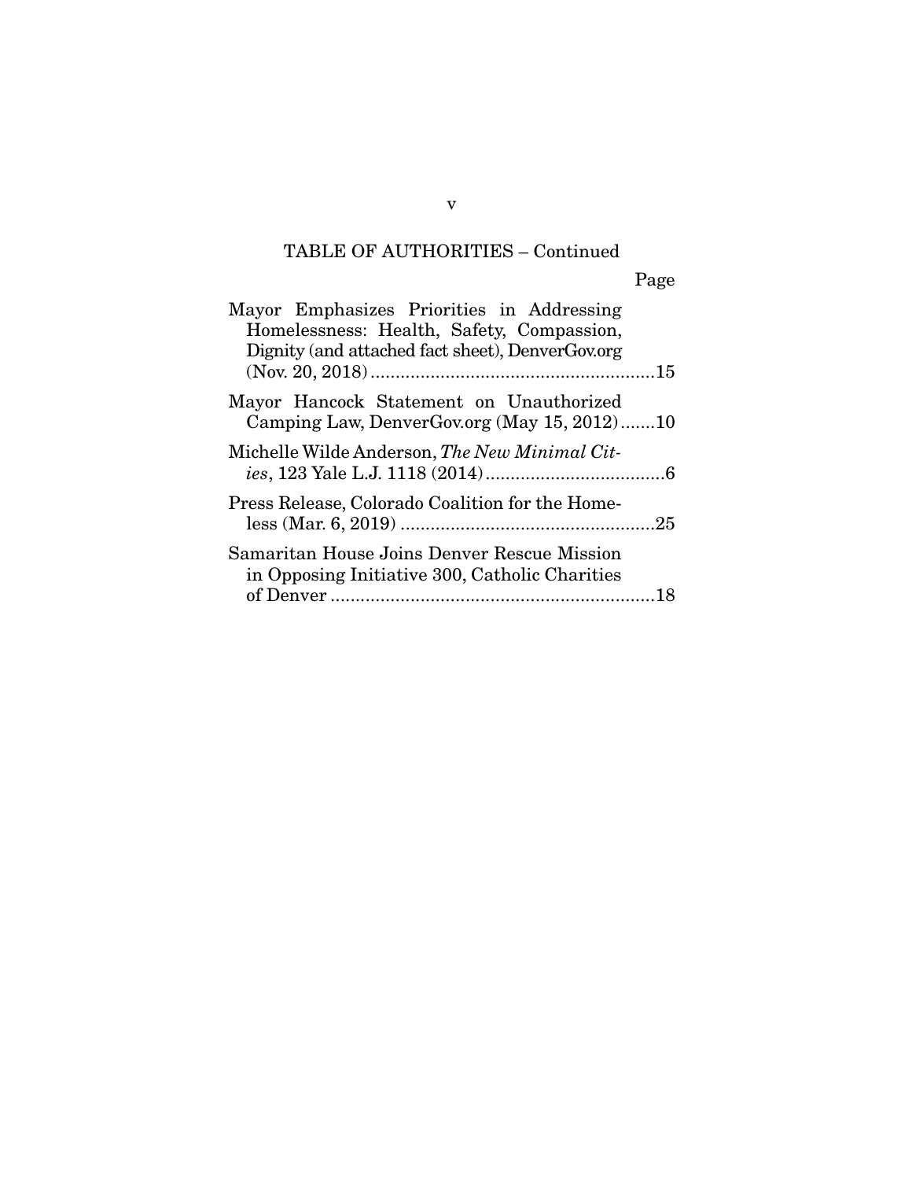TABLE OF AUTHORITIES – Continued

Page

Mayor Emphasizes Priorities in Addressing Homelessness: Health, Safety, Compassion, Dignity (and attached fact sheet), DenverGov.org (Nov. 20, 2018) ........................................................15

Mayor Hancock Statement on Unauthorized Camping Law, DenverGov.org (May 15, 2012) .......10

Michelle Wilde Anderson, *The New Minimal Cities*, 123 Yale L.J. 1118 (2014) ....................................6

Press Release, Colorado Coalition for the Homeless (Mar. 6, 2019) ...................................................25

Samaritan House Joins Denver Rescue Mission in Opposing Initiative 300, Catholic Charities of Denver .................................................................18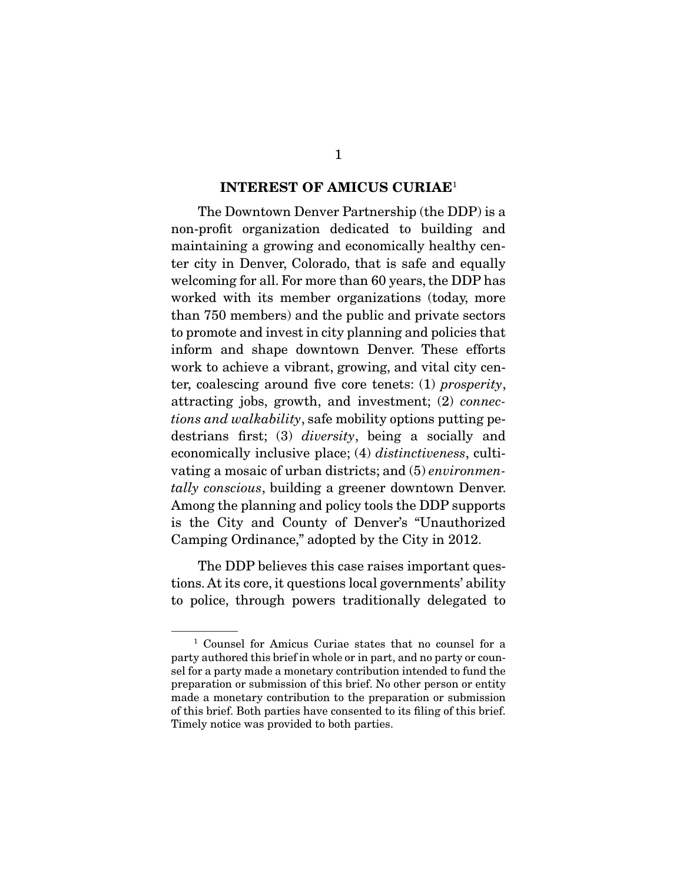## INTEREST OF AMICUS CURIAE[1]

The Downtown Denver Partnership (the DDP) is a non-profit organization dedicated to building and maintaining a growing and economically healthy center city in Denver, Colorado, that is safe and equally welcoming for all. For more than 60 years, the DDP has worked with its member organizations (today, more than 750 members) and the public and private sectors to promote and invest in city planning and policies that inform and shape downtown Denver. These efforts work to achieve a vibrant, growing, and vital city center, coalescing around five core tenets: (1) *prosperity*, attracting jobs, growth, and investment; (2) *connections and walkability*, safe mobility options putting pedestrians first; (3) *diversity*, being a socially and economically inclusive place; (4) *distinctiveness*, cultivating a mosaic of urban districts; and (5) *environmentally conscious*, building a greener downtown Denver. Among the planning and policy tools the DDP supports is the City and County of Denver's "Unauthorized Camping Ordinance," adopted by the City in 2012.

The DDP believes this case raises important questions. At its core, it questions local governments' ability to police, through powers traditionally delegated to

---

[1] Counsel for Amicus Curiae states that no counsel for a party authored this brief in whole or in part, and no party or counsel for a party made a monetary contribution intended to fund the preparation or submission of this brief. No other person or entity made a monetary contribution to the preparation or submission of this brief. Both parties have consented to its filing of this brief. Timely notice was provided to both parties.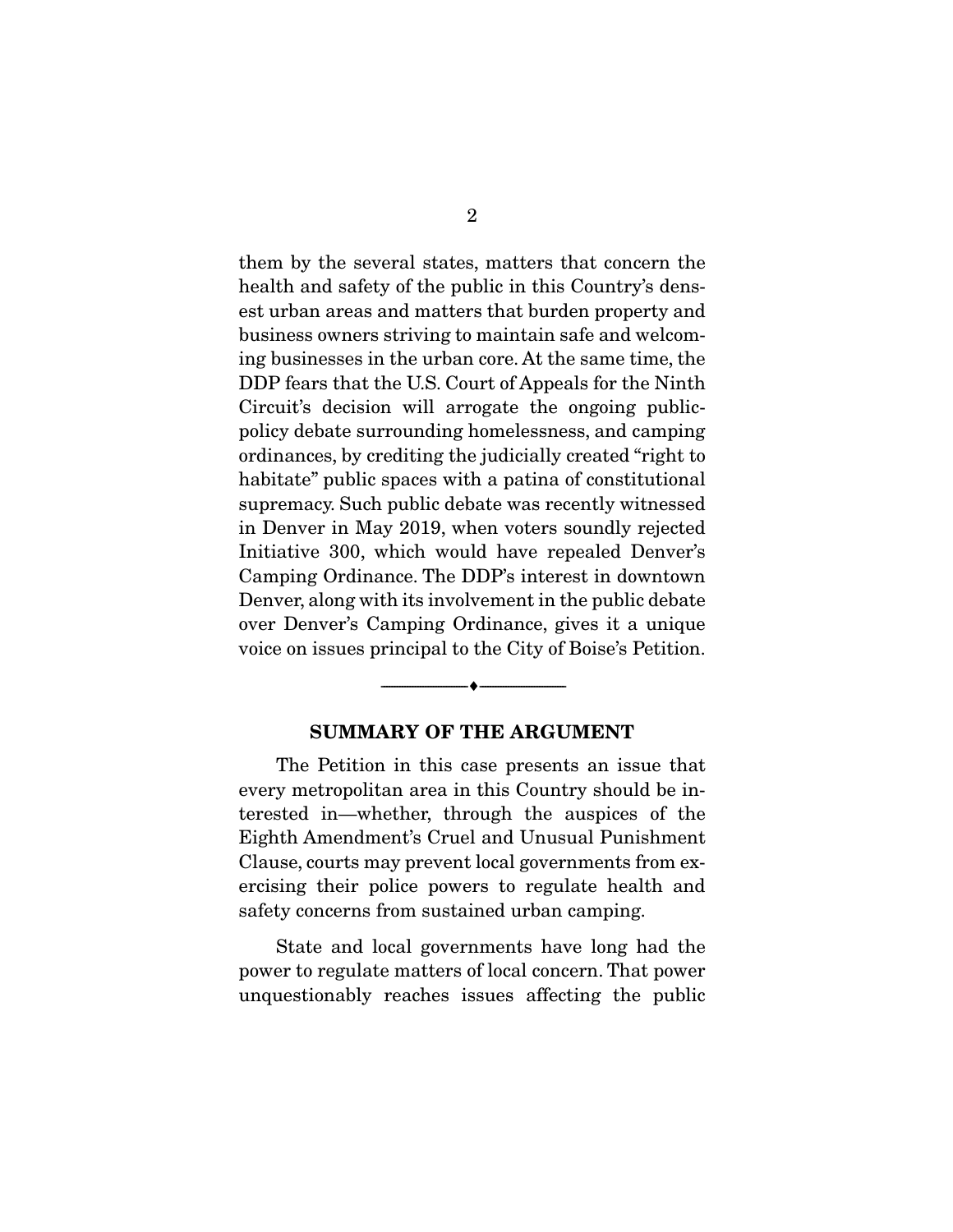them by the several states, matters that concern the health and safety of the public in this Country's densest urban areas and matters that burden property and business owners striving to maintain safe and welcoming businesses in the urban core. At the same time, the DDP fears that the U.S. Court of Appeals for the Ninth Circuit's decision will arrogate the ongoing public-policy debate surrounding homelessness, and camping ordinances, by crediting the judicially created "right to habitate" public spaces with a patina of constitutional supremacy. Such public debate was recently witnessed in Denver in May 2019, when voters soundly rejected Initiative 300, which would have repealed Denver's Camping Ordinance. The DDP's interest in downtown Denver, along with its involvement in the public debate over Denver's Camping Ordinance, gives it a unique voice on issues principal to the City of Boise's Petition.

---

## SUMMARY OF THE ARGUMENT

The Petition in this case presents an issue that every metropolitan area in this Country should be interested in—whether, through the auspices of the Eighth Amendment's Cruel and Unusual Punishment Clause, courts may prevent local governments from exercising their police powers to regulate health and safety concerns from sustained urban camping.

State and local governments have long had the power to regulate matters of local concern. That power unquestionably reaches issues affecting the public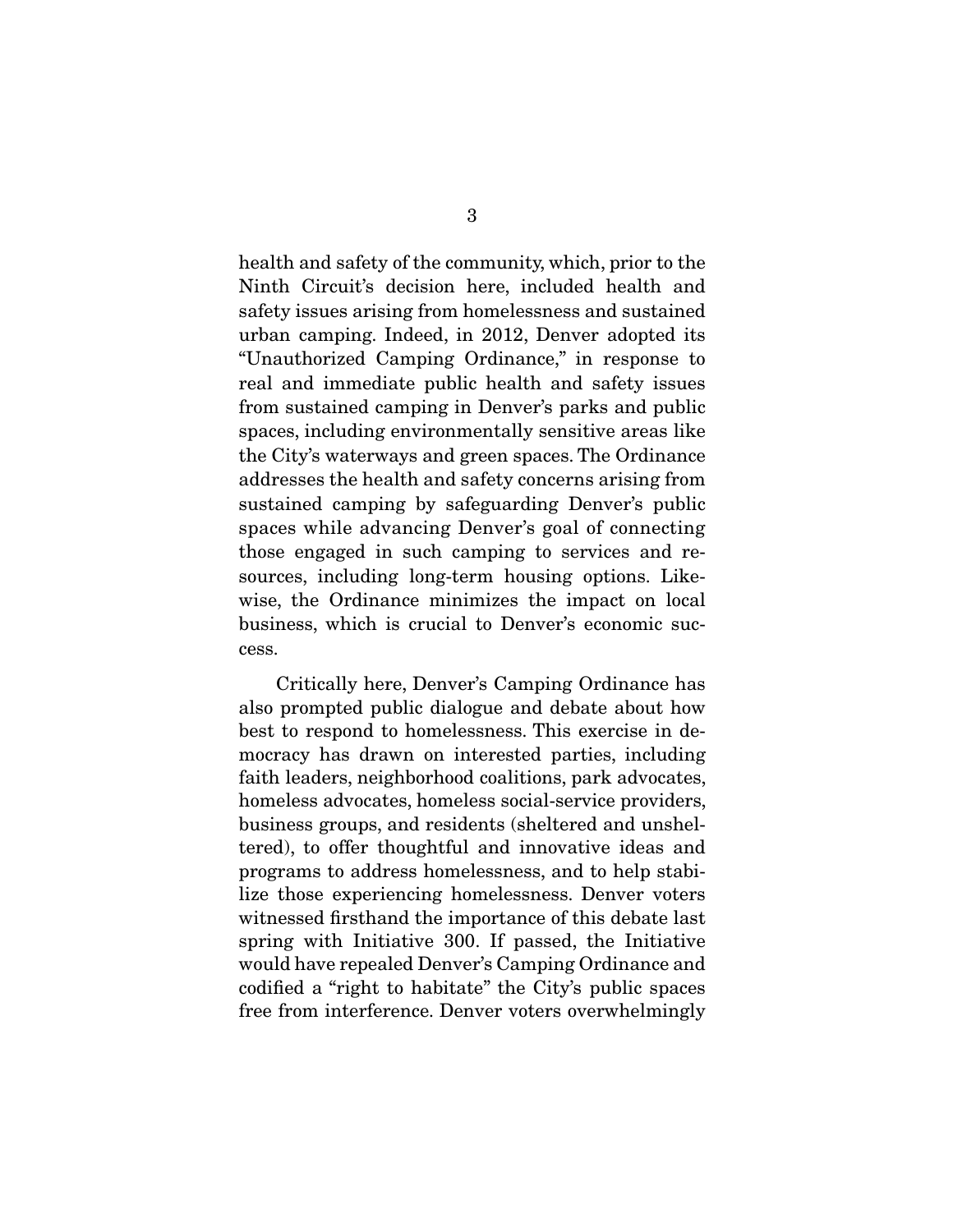health and safety of the community, which, prior to the Ninth Circuit's decision here, included health and safety issues arising from homelessness and sustained urban camping. Indeed, in 2012, Denver adopted its "Unauthorized Camping Ordinance," in response to real and immediate public health and safety issues from sustained camping in Denver's parks and public spaces, including environmentally sensitive areas like the City's waterways and green spaces. The Ordinance addresses the health and safety concerns arising from sustained camping by safeguarding Denver's public spaces while advancing Denver's goal of connecting those engaged in such camping to services and resources, including long-term housing options. Likewise, the Ordinance minimizes the impact on local business, which is crucial to Denver's economic success.

Critically here, Denver's Camping Ordinance has also prompted public dialogue and debate about how best to respond to homelessness. This exercise in democracy has drawn on interested parties, including faith leaders, neighborhood coalitions, park advocates, homeless advocates, homeless social-service providers, business groups, and residents (sheltered and unsheltered), to offer thoughtful and innovative ideas and programs to address homelessness, and to help stabilize those experiencing homelessness. Denver voters witnessed firsthand the importance of this debate last spring with Initiative 300. If passed, the Initiative would have repealed Denver's Camping Ordinance and codified a "right to habitate" the City's public spaces free from interference. Denver voters overwhelmingly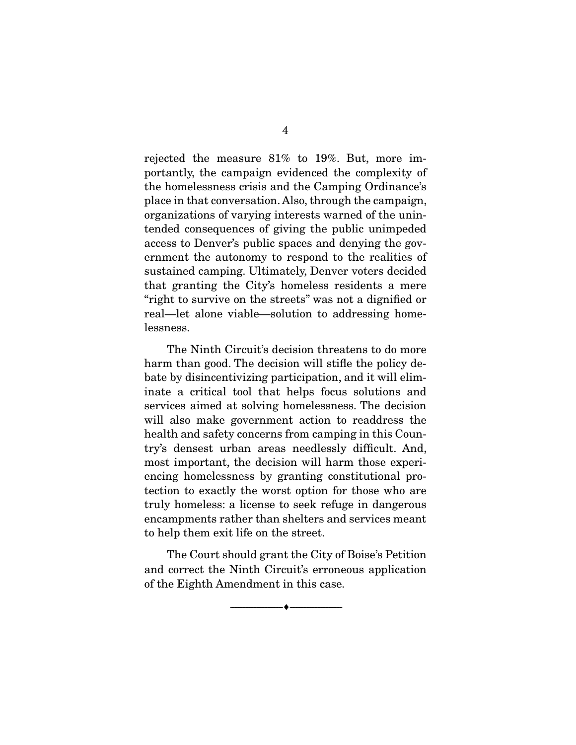rejected the measure 81% to 19%. But, more importantly, the campaign evidenced the complexity of the homelessness crisis and the Camping Ordinance's place in that conversation. Also, through the campaign, organizations of varying interests warned of the unintended consequences of giving the public unimpeded access to Denver's public spaces and denying the government the autonomy to respond to the realities of sustained camping. Ultimately, Denver voters decided that granting the City's homeless residents a mere "right to survive on the streets" was not a dignified or real—let alone viable—solution to addressing homelessness.

The Ninth Circuit's decision threatens to do more harm than good. The decision will stifle the policy debate by disincentivizing participation, and it will eliminate a critical tool that helps focus solutions and services aimed at solving homelessness. The decision will also make government action to readdress the health and safety concerns from camping in this Country's densest urban areas needlessly difficult. And, most important, the decision will harm those experiencing homelessness by granting constitutional protection to exactly the worst option for those who are truly homeless: a license to seek refuge in dangerous encampments rather than shelters and services meant to help them exit life on the street.

The Court should grant the City of Boise's Petition and correct the Ninth Circuit's erroneous application of the Eighth Amendment in this case.

---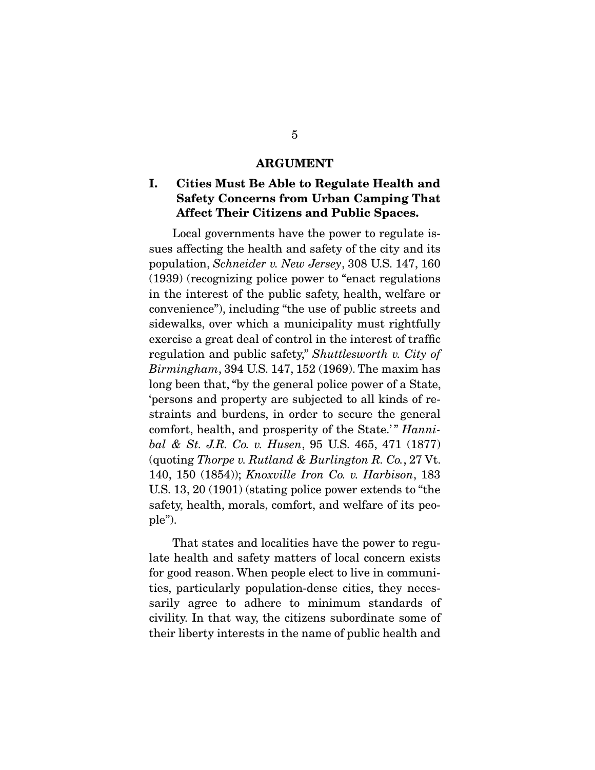## ARGUMENT

### I. Cities Must Be Able to Regulate Health and Safety Concerns from Urban Camping That Affect Their Citizens and Public Spaces.

Local governments have the power to regulate issues affecting the health and safety of the city and its population, *Schneider v. New Jersey*, 308 U.S. 147, 160 (1939) (recognizing police power to "enact regulations in the interest of the public safety, health, welfare or convenience"), including "the use of public streets and sidewalks, over which a municipality must rightfully exercise a great deal of control in the interest of traffic regulation and public safety," *Shuttlesworth v. City of Birmingham*, 394 U.S. 147, 152 (1969). The maxim has long been that, "by the general police power of a State, 'persons and property are subjected to all kinds of restraints and burdens, in order to secure the general comfort, health, and prosperity of the State.'" *Hannibal & St. J.R. Co. v. Husen*, 95 U.S. 465, 471 (1877) (quoting *Thorpe v. Rutland & Burlington R. Co.*, 27 Vt. 140, 150 (1854)); *Knoxville Iron Co. v. Harbison*, 183 U.S. 13, 20 (1901) (stating police power extends to "the safety, health, morals, comfort, and welfare of its people").

That states and localities have the power to regulate health and safety matters of local concern exists for good reason. When people elect to live in communities, particularly population-dense cities, they necessarily agree to adhere to minimum standards of civility. In that way, the citizens subordinate some of their liberty interests in the name of public health and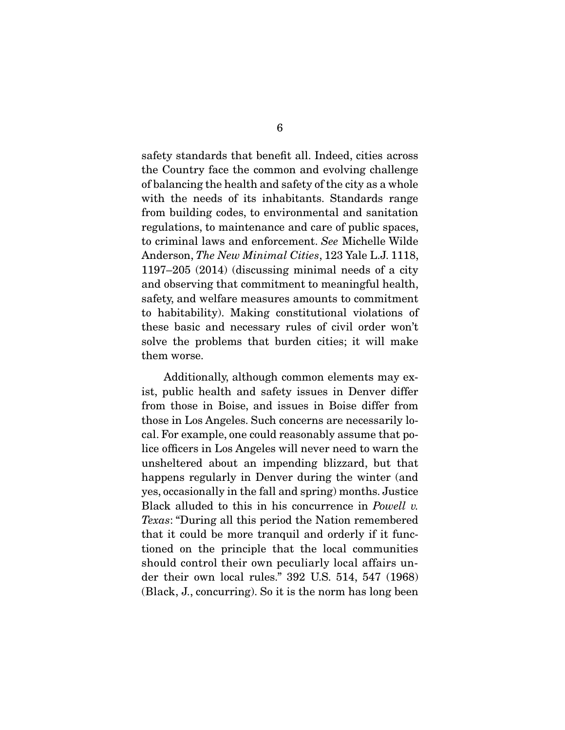safety standards that benefit all. Indeed, cities across the Country face the common and evolving challenge of balancing the health and safety of the city as a whole with the needs of its inhabitants. Standards range from building codes, to environmental and sanitation regulations, to maintenance and care of public spaces, to criminal laws and enforcement. *See* Michelle Wilde Anderson, *The New Minimal Cities*, 123 Yale L.J. 1118, 1197–205 (2014) (discussing minimal needs of a city and observing that commitment to meaningful health, safety, and welfare measures amounts to commitment to habitability). Making constitutional violations of these basic and necessary rules of civil order won't solve the problems that burden cities; it will make them worse.

Additionally, although common elements may exist, public health and safety issues in Denver differ from those in Boise, and issues in Boise differ from those in Los Angeles. Such concerns are necessarily local. For example, one could reasonably assume that police officers in Los Angeles will never need to warn the unsheltered about an impending blizzard, but that happens regularly in Denver during the winter (and yes, occasionally in the fall and spring) months. Justice Black alluded to this in his concurrence in *Powell v. Texas*: "During all this period the Nation remembered that it could be more tranquil and orderly if it functioned on the principle that the local communities should control their own peculiarly local affairs under their own local rules." 392 U.S. 514, 547 (1968) (Black, J., concurring). So it is the norm has long been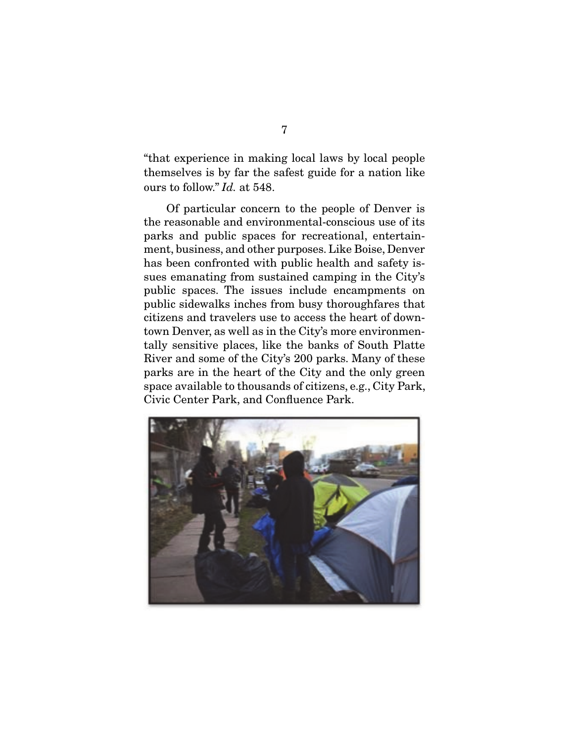"that experience in making local laws by local people themselves is by far the safest guide for a nation like ours to follow." *Id.* at 548.

Of particular concern to the people of Denver is the reasonable and environmental-conscious use of its parks and public spaces for recreational, entertainment, business, and other purposes. Like Boise, Denver has been confronted with public health and safety issues emanating from sustained camping in the City's public spaces. The issues include encampments on public sidewalks inches from busy thoroughfares that citizens and travelers use to access the heart of downtown Denver, as well as in the City's more environmentally sensitive places, like the banks of South Platte River and some of the City's 200 parks. Many of these parks are in the heart of the City and the only green space available to thousands of citizens, e.g., City Park, Civic Center Park, and Confluence Park.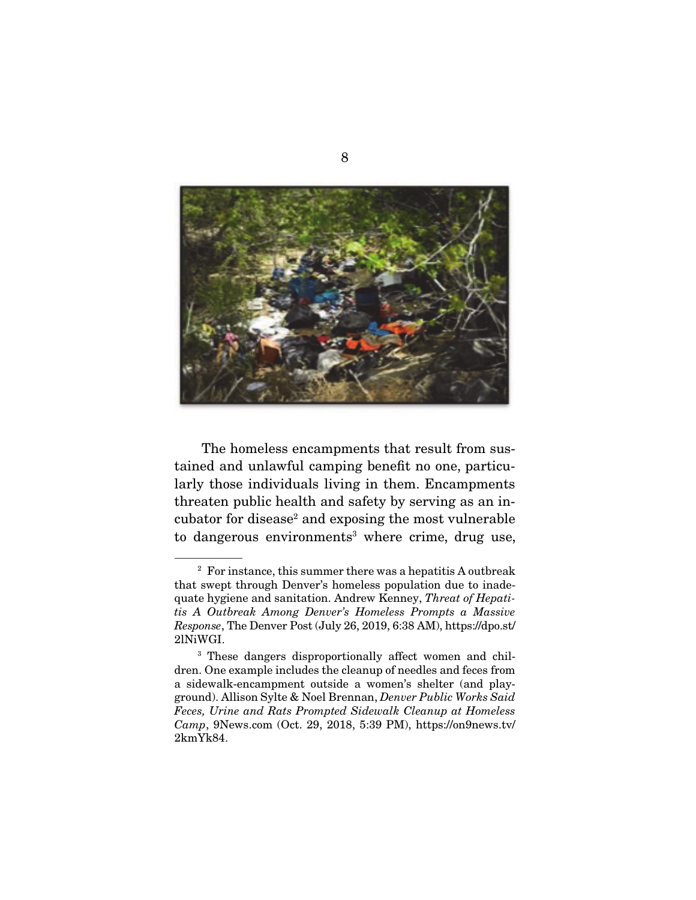The homeless encampments that result from sustained and unlawful camping benefit no one, particularly those individuals living in them. Encampments threaten public health and safety by serving as an incubator for disease[2] and exposing the most vulnerable to dangerous environments[3] where crime, drug use,

---

[2] For instance, this summer there was a hepatitis A outbreak that swept through Denver's homeless population due to inadequate hygiene and sanitation. Andrew Kenney, *Threat of Hepatitis A Outbreak Among Denver's Homeless Prompts a Massive Response*, The Denver Post (July 26, 2019, 6:38 AM), https://dpo.st/2lNiWGI.

[3] These dangers disproportionally affect women and children. One example includes the cleanup of needles and feces from a sidewalk-encampment outside a women's shelter (and playground). Allison Sylte & Noel Brennan, *Denver Public Works Said Feces, Urine and Rats Prompted Sidewalk Cleanup at Homeless Camp*, 9News.com (Oct. 29, 2018, 5:39 PM), https://on9news.tv/2kmYk84.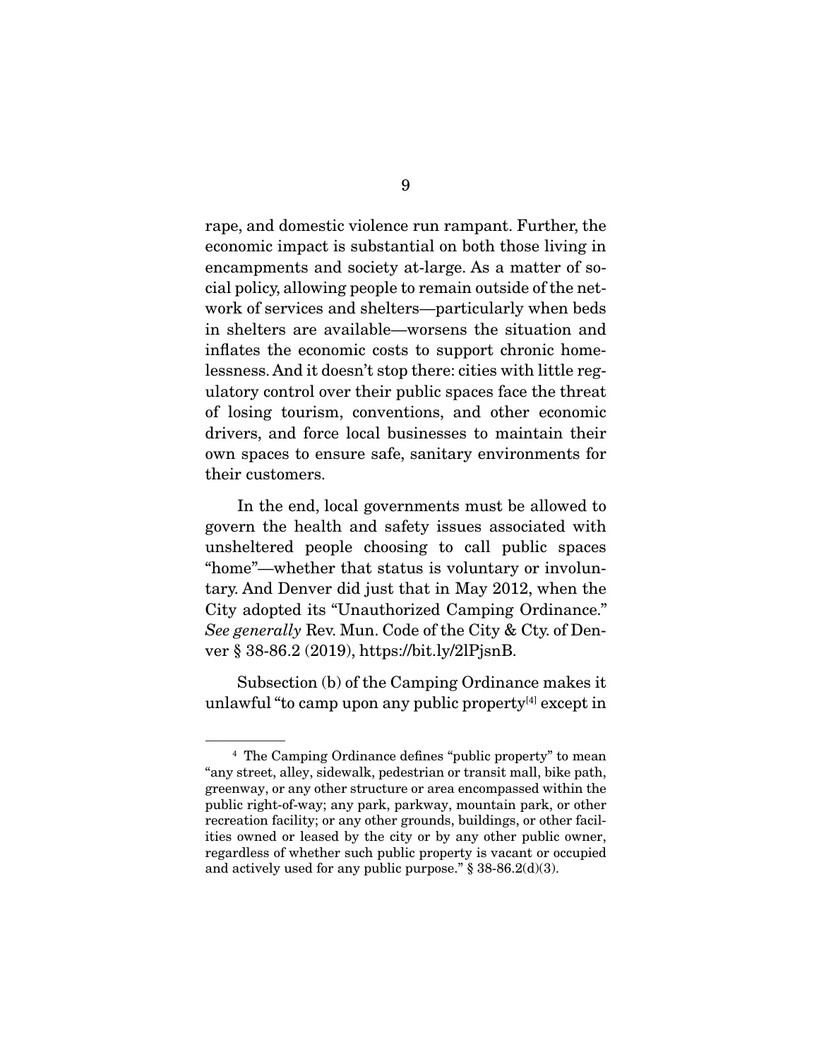rape, and domestic violence run rampant. Further, the economic impact is substantial on both those living in encampments and society at-large. As a matter of social policy, allowing people to remain outside of the network of services and shelters—particularly when beds in shelters are available—worsens the situation and inflates the economic costs to support chronic homelessness. And it doesn't stop there: cities with little regulatory control over their public spaces face the threat of losing tourism, conventions, and other economic drivers, and force local businesses to maintain their own spaces to ensure safe, sanitary environments for their customers.

In the end, local governments must be allowed to govern the health and safety issues associated with unsheltered people choosing to call public spaces "home"—whether that status is voluntary or involuntary. And Denver did just that in May 2012, when the City adopted its "Unauthorized Camping Ordinance." *See generally* Rev. Mun. Code of the City & Cty. of Denver § 38-86.2 (2019), https://bit.ly/2lPjsnB.

Subsection (b) of the Camping Ordinance makes it unlawful "to camp upon any public property[4] except in

[4] The Camping Ordinance defines "public property" to mean "any street, alley, sidewalk, pedestrian or transit mall, bike path, greenway, or any other structure or area encompassed within the public right-of-way; any park, parkway, mountain park, or other recreation facility; or any other grounds, buildings, or other facilities owned or leased by the city or by any other public owner, regardless of whether such public property is vacant or occupied and actively used for any public purpose." § 38-86.2(d)(3).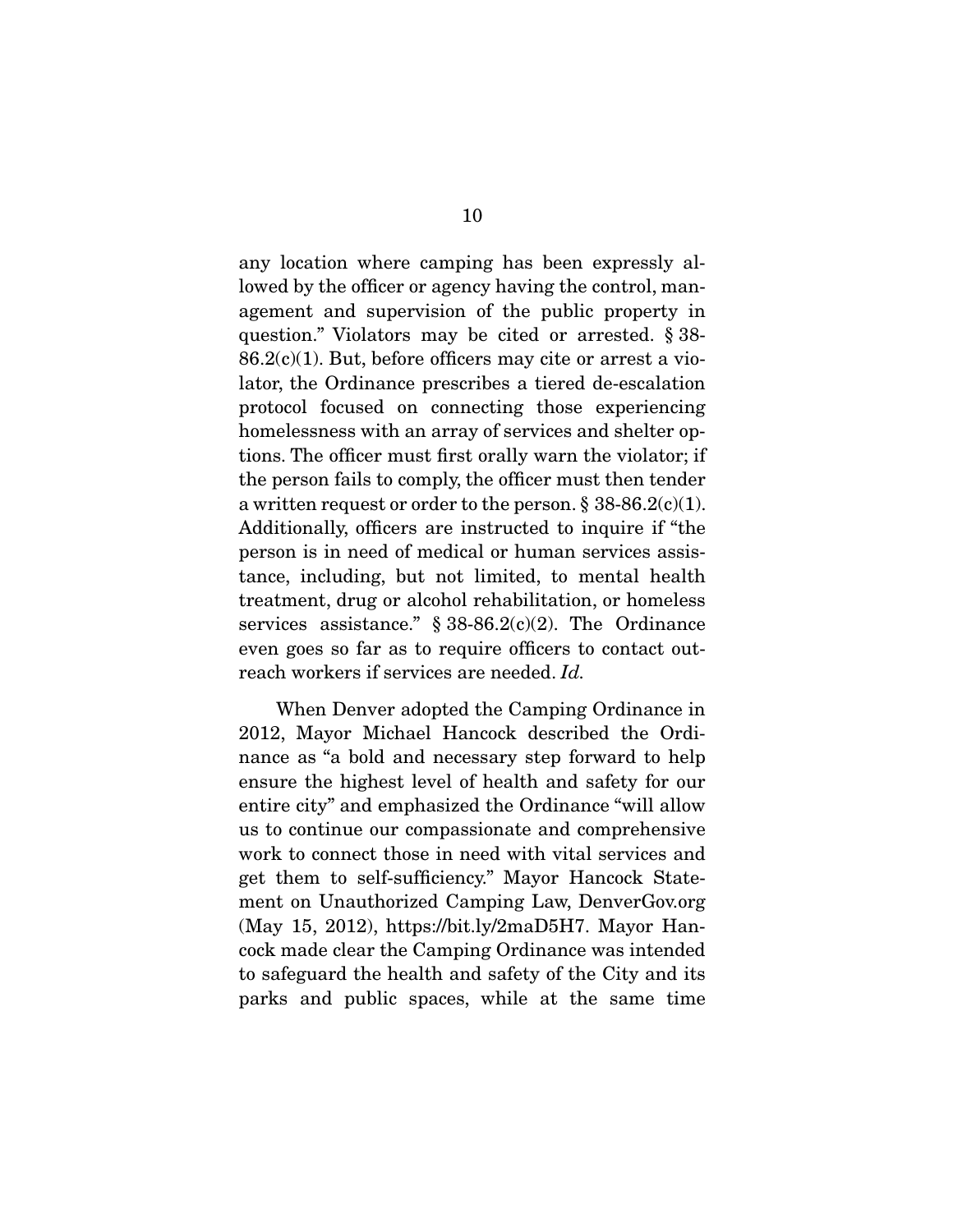any location where camping has been expressly allowed by the officer or agency having the control, management and supervision of the public property in question." Violators may be cited or arrested. § 38-86.2(c)(1). But, before officers may cite or arrest a violator, the Ordinance prescribes a tiered de-escalation protocol focused on connecting those experiencing homelessness with an array of services and shelter options. The officer must first orally warn the violator; if the person fails to comply, the officer must then tender a written request or order to the person. § 38-86.2(c)(1). Additionally, officers are instructed to inquire if "the person is in need of medical or human services assistance, including, but not limited, to mental health treatment, drug or alcohol rehabilitation, or homeless services assistance." § 38-86.2(c)(2). The Ordinance even goes so far as to require officers to contact outreach workers if services are needed. *Id.*

When Denver adopted the Camping Ordinance in 2012, Mayor Michael Hancock described the Ordinance as "a bold and necessary step forward to help ensure the highest level of health and safety for our entire city" and emphasized the Ordinance "will allow us to continue our compassionate and comprehensive work to connect those in need with vital services and get them to self-sufficiency." Mayor Hancock Statement on Unauthorized Camping Law, DenverGov.org (May 15, 2012), https://bit.ly/2maD5H7. Mayor Hancock made clear the Camping Ordinance was intended to safeguard the health and safety of the City and its parks and public spaces, while at the same time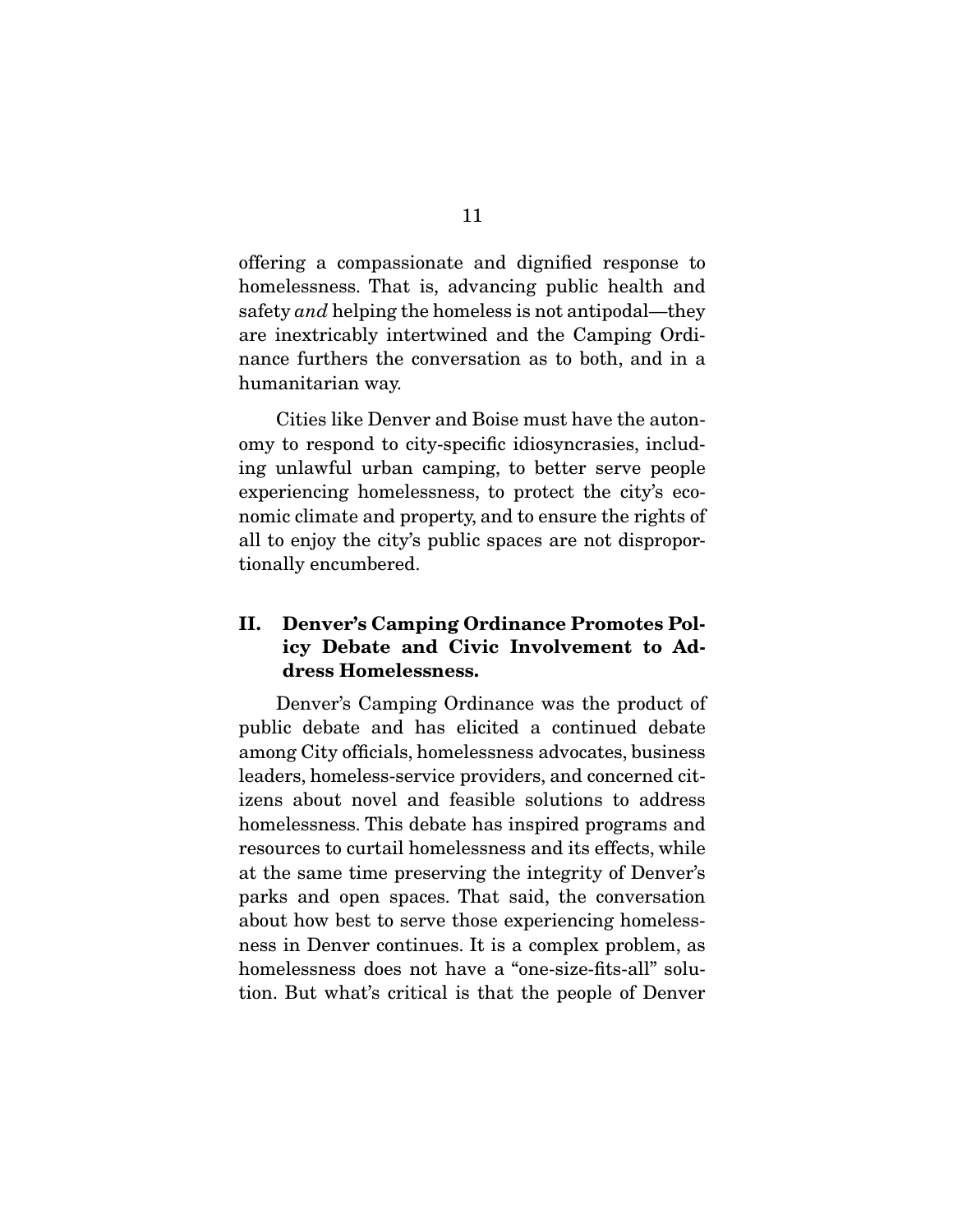offering a compassionate and dignified response to homelessness. That is, advancing public health and safety *and* helping the homeless is not antipodal—they are inextricably intertwined and the Camping Ordinance furthers the conversation as to both, and in a humanitarian way.

Cities like Denver and Boise must have the autonomy to respond to city-specific idiosyncrasies, including unlawful urban camping, to better serve people experiencing homelessness, to protect the city's economic climate and property, and to ensure the rights of all to enjoy the city's public spaces are not disproportionally encumbered.

## II. Denver's Camping Ordinance Promotes Policy Debate and Civic Involvement to Address Homelessness.

Denver's Camping Ordinance was the product of public debate and has elicited a continued debate among City officials, homelessness advocates, business leaders, homeless-service providers, and concerned citizens about novel and feasible solutions to address homelessness. This debate has inspired programs and resources to curtail homelessness and its effects, while at the same time preserving the integrity of Denver's parks and open spaces. That said, the conversation about how best to serve those experiencing homelessness in Denver continues. It is a complex problem, as homelessness does not have a "one-size-fits-all" solution. But what's critical is that the people of Denver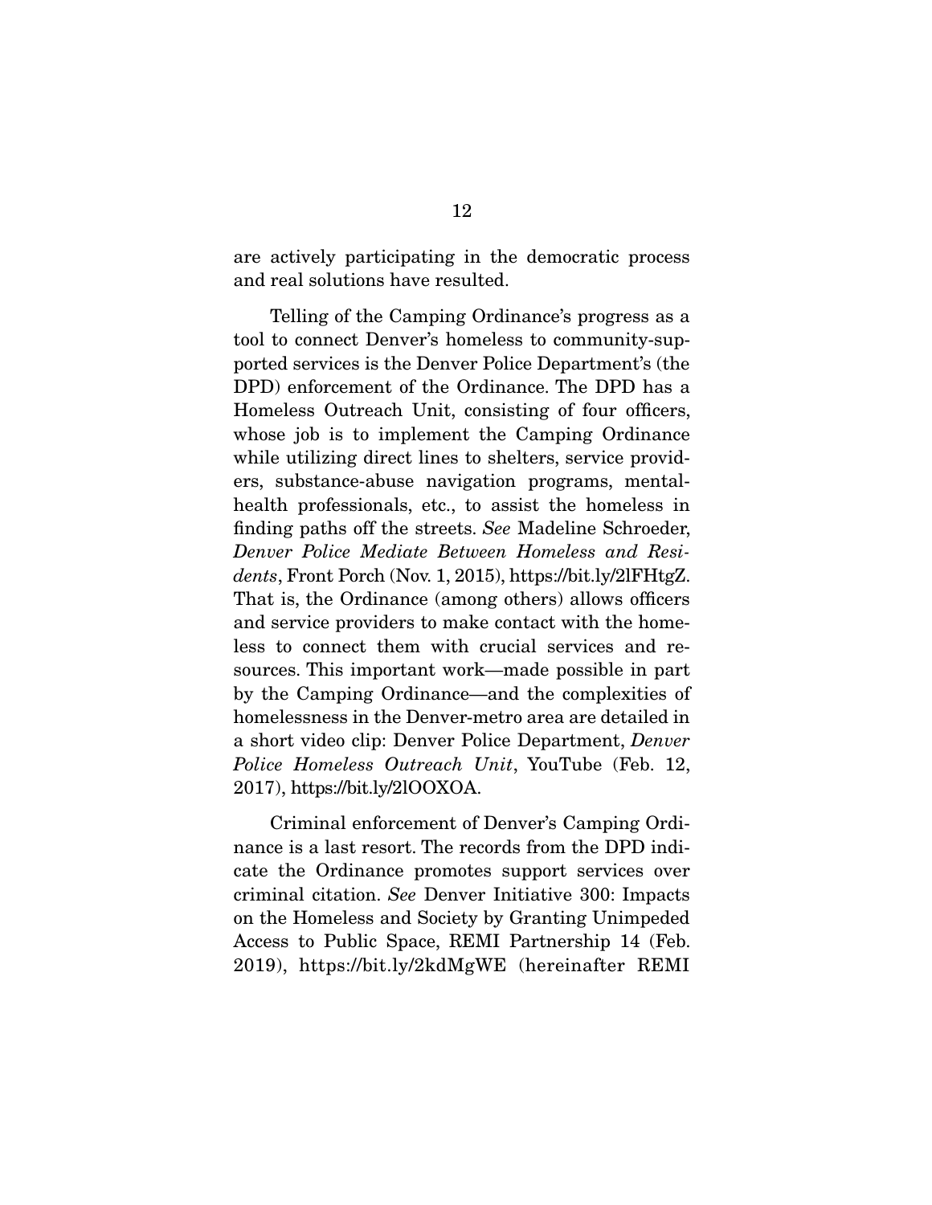are actively participating in the democratic process and real solutions have resulted.

Telling of the Camping Ordinance's progress as a tool to connect Denver's homeless to community-supported services is the Denver Police Department's (the DPD) enforcement of the Ordinance. The DPD has a Homeless Outreach Unit, consisting of four officers, whose job is to implement the Camping Ordinance while utilizing direct lines to shelters, service providers, substance-abuse navigation programs, mental-health professionals, etc., to assist the homeless in finding paths off the streets. *See* Madeline Schroeder, *Denver Police Mediate Between Homeless and Residents*, Front Porch (Nov. 1, 2015), https://bit.ly/2lFHtgZ. That is, the Ordinance (among others) allows officers and service providers to make contact with the homeless to connect them with crucial services and resources. This important work—made possible in part by the Camping Ordinance—and the complexities of homelessness in the Denver-metro area are detailed in a short video clip: Denver Police Department, *Denver Police Homeless Outreach Unit*, YouTube (Feb. 12, 2017), https://bit.ly/2lOOXOA.

Criminal enforcement of Denver's Camping Ordinance is a last resort. The records from the DPD indicate the Ordinance promotes support services over criminal citation. *See* Denver Initiative 300: Impacts on the Homeless and Society by Granting Unimpeded Access to Public Space, REMI Partnership 14 (Feb. 2019), https://bit.ly/2kdMgWE (hereinafter REMI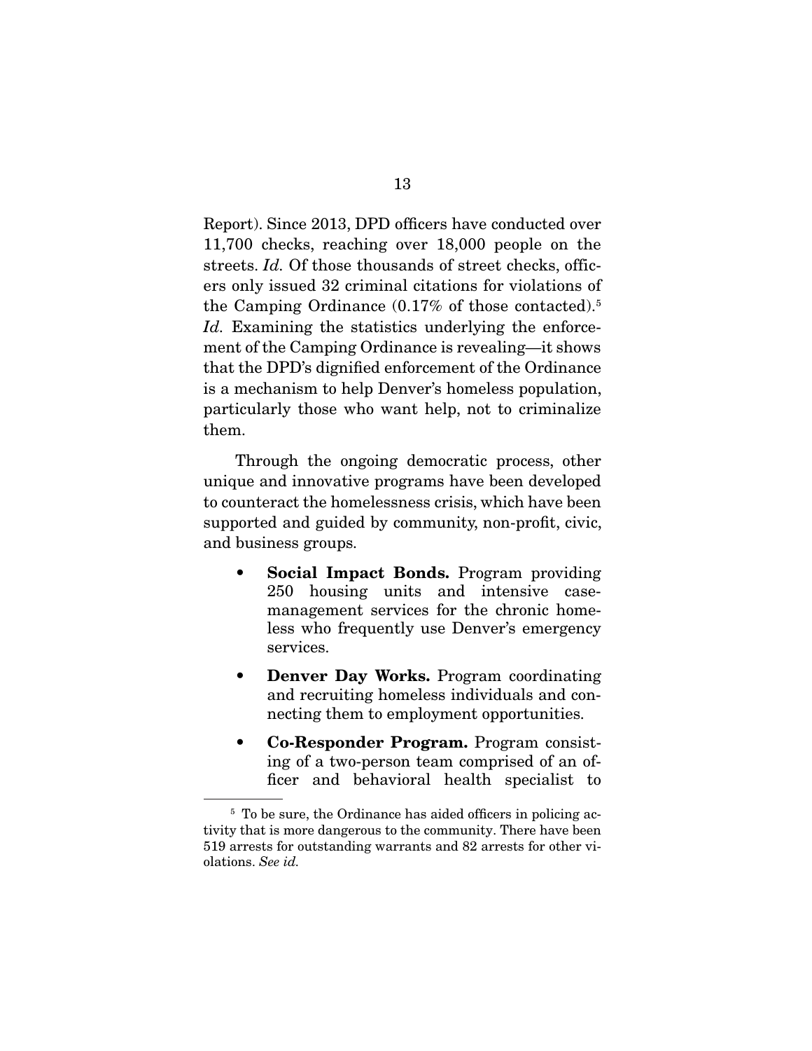Report). Since 2013, DPD officers have conducted over 11,700 checks, reaching over 18,000 people on the streets. *Id.* Of those thousands of street checks, officers only issued 32 criminal citations for violations of the Camping Ordinance (0.17% of those contacted).[5] *Id.* Examining the statistics underlying the enforcement of the Camping Ordinance is revealing—it shows that the DPD's dignified enforcement of the Ordinance is a mechanism to help Denver's homeless population, particularly those who want help, not to criminalize them.

Through the ongoing democratic process, other unique and innovative programs have been developed to counteract the homelessness crisis, which have been supported and guided by community, non-profit, civic, and business groups.

- **Social Impact Bonds.** Program providing 250 housing units and intensive case-management services for the chronic homeless who frequently use Denver's emergency services.
- **Denver Day Works.** Program coordinating and recruiting homeless individuals and connecting them to employment opportunities.
- **Co-Responder Program.** Program consisting of a two-person team comprised of an officer and behavioral health specialist to

[5] To be sure, the Ordinance has aided officers in policing activity that is more dangerous to the community. There have been 519 arrests for outstanding warrants and 82 arrests for other violations. *See id.*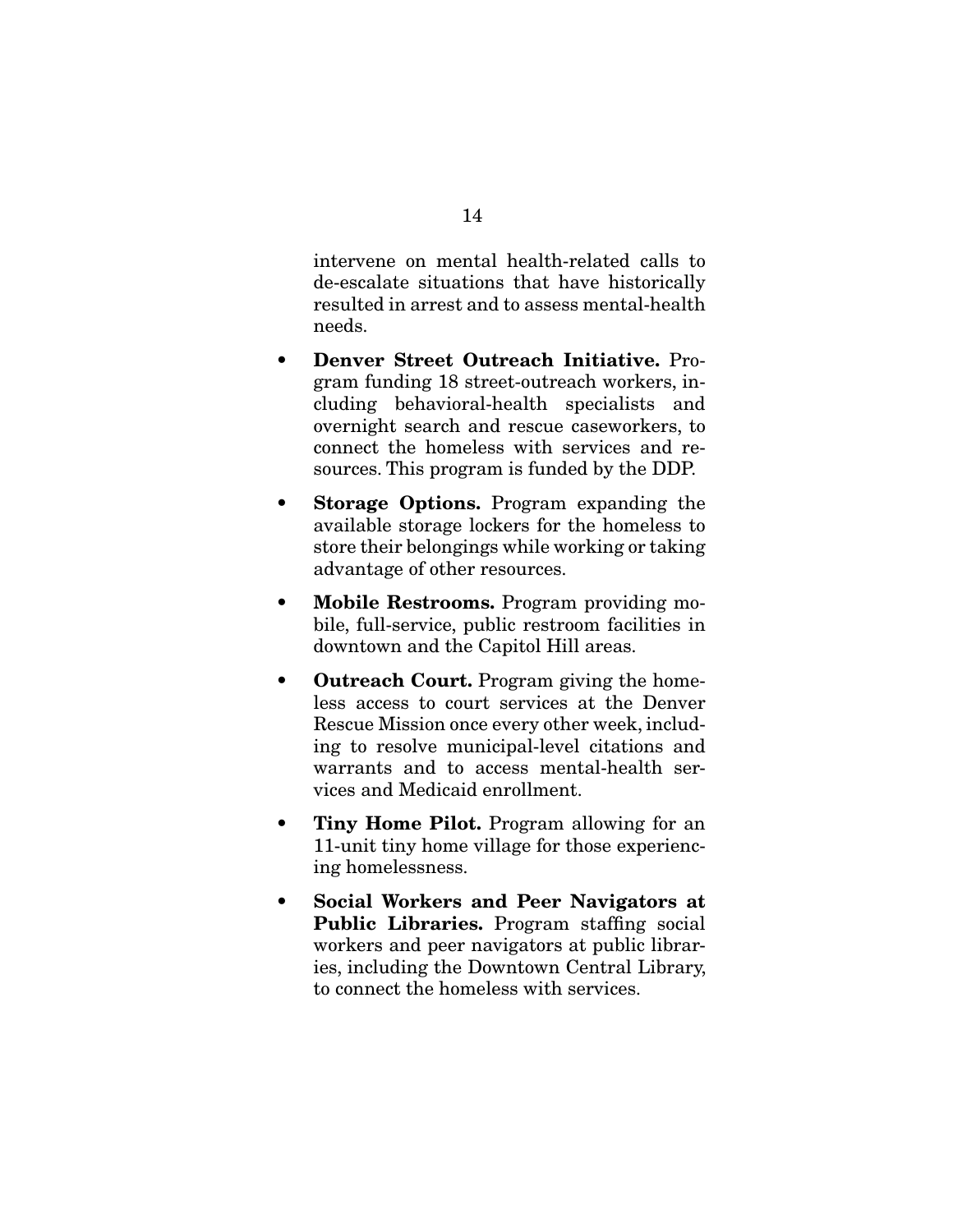intervene on mental health-related calls to de-escalate situations that have historically resulted in arrest and to assess mental-health needs.

- **Denver Street Outreach Initiative.** Program funding 18 street-outreach workers, including behavioral-health specialists and overnight search and rescue caseworkers, to connect the homeless with services and resources. This program is funded by the DDP.
- **Storage Options.** Program expanding the available storage lockers for the homeless to store their belongings while working or taking advantage of other resources.
- **Mobile Restrooms.** Program providing mobile, full-service, public restroom facilities in downtown and the Capitol Hill areas.
- **Outreach Court.** Program giving the homeless access to court services at the Denver Rescue Mission once every other week, including to resolve municipal-level citations and warrants and to access mental-health services and Medicaid enrollment.
- **Tiny Home Pilot.** Program allowing for an 11-unit tiny home village for those experiencing homelessness.
- **Social Workers and Peer Navigators at Public Libraries.** Program staffing social workers and peer navigators at public libraries, including the Downtown Central Library, to connect the homeless with services.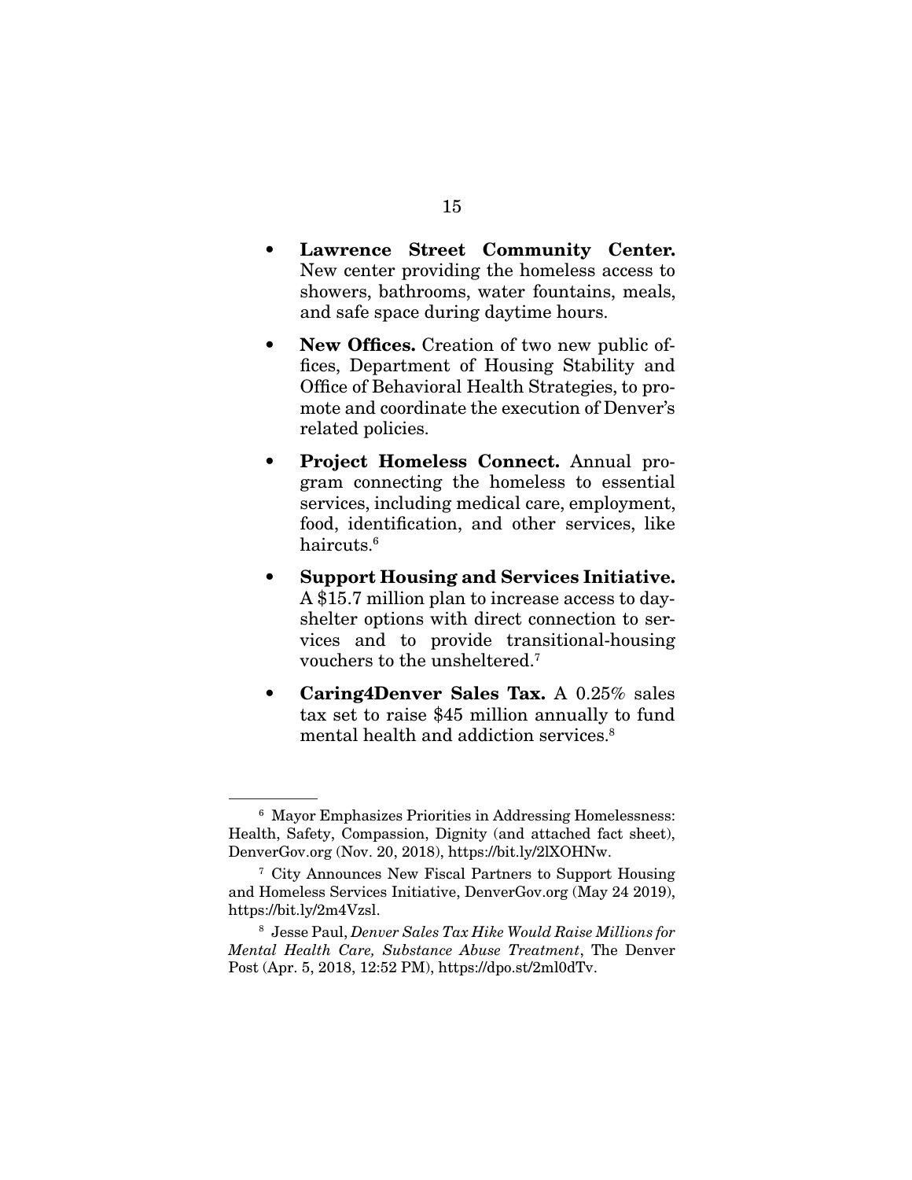- **Lawrence Street Community Center.** New center providing the homeless access to showers, bathrooms, water fountains, meals, and safe space during daytime hours.

- **New Offices.** Creation of two new public offices, Department of Housing Stability and Office of Behavioral Health Strategies, to promote and coordinate the execution of Denver's related policies.

- **Project Homeless Connect.** Annual program connecting the homeless to essential services, including medical care, employment, food, identification, and other services, like haircuts.[6]

- **Support Housing and Services Initiative.** A $15.7 million plan to increase access to day-shelter options with direct connection to services and to provide transitional-housing vouchers to the unsheltered.[7]

- **Caring4Denver Sales Tax.** A 0.25% sales tax set to raise $45 million annually to fund mental health and addiction services.[8]

---

[6] Mayor Emphasizes Priorities in Addressing Homelessness: Health, Safety, Compassion, Dignity (and attached fact sheet), DenverGov.org (Nov. 20, 2018), https://bit.ly/2lXOHNw.

[7] City Announces New Fiscal Partners to Support Housing and Homeless Services Initiative, DenverGov.org (May 24 2019), https://bit.ly/2m4Vzsl.

[8] Jesse Paul, *Denver Sales Tax Hike Would Raise Millions for Mental Health Care, Substance Abuse Treatment*, The Denver Post (Apr. 5, 2018, 12:52 PM), https://dpo.st/2ml0dTv.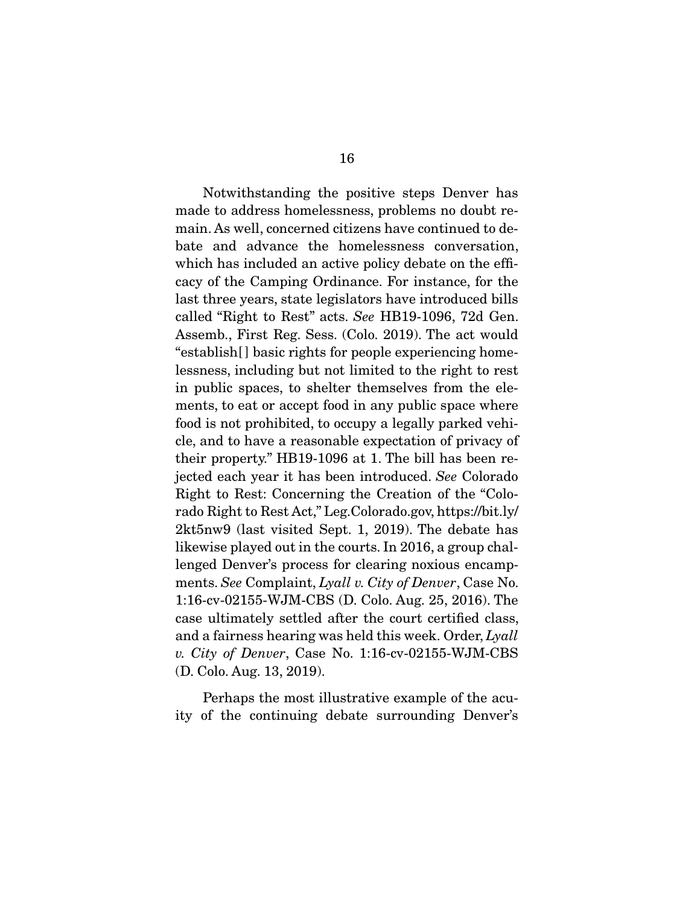Notwithstanding the positive steps Denver has made to address homelessness, problems no doubt remain. As well, concerned citizens have continued to debate and advance the homelessness conversation, which has included an active policy debate on the efficacy of the Camping Ordinance. For instance, for the last three years, state legislators have introduced bills called "Right to Rest" acts. *See* HB19-1096, 72d Gen. Assemb., First Reg. Sess. (Colo. 2019). The act would "establish[] basic rights for people experiencing homelessness, including but not limited to the right to rest in public spaces, to shelter themselves from the elements, to eat or accept food in any public space where food is not prohibited, to occupy a legally parked vehicle, and to have a reasonable expectation of privacy of their property." HB19-1096 at 1. The bill has been rejected each year it has been introduced. *See* Colorado Right to Rest: Concerning the Creation of the "Colorado Right to Rest Act," Leg.Colorado.gov, https://bit.ly/2kt5nw9 (last visited Sept. 1, 2019). The debate has likewise played out in the courts. In 2016, a group challenged Denver's process for clearing noxious encampments. *See* Complaint, *Lyall v. City of Denver*, Case No. 1:16-cv-02155-WJM-CBS (D. Colo. Aug. 25, 2016). The case ultimately settled after the court certified class, and a fairness hearing was held this week. Order, *Lyall v. City of Denver*, Case No. 1:16-cv-02155-WJM-CBS (D. Colo. Aug. 13, 2019).

Perhaps the most illustrative example of the acuity of the continuing debate surrounding Denver's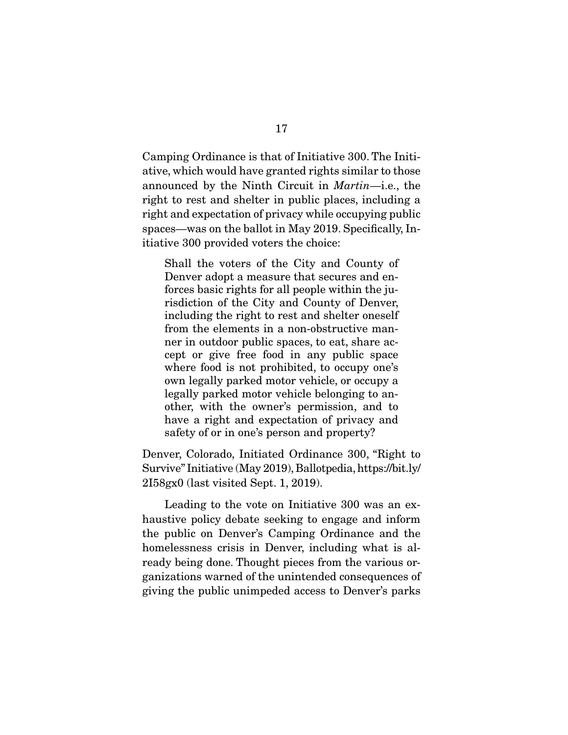Camping Ordinance is that of Initiative 300. The Initiative, which would have granted rights similar to those announced by the Ninth Circuit in *Martin*—i.e., the right to rest and shelter in public places, including a right and expectation of privacy while occupying public spaces—was on the ballot in May 2019. Specifically, Initiative 300 provided voters the choice:

> Shall the voters of the City and County of Denver adopt a measure that secures and enforces basic rights for all people within the jurisdiction of the City and County of Denver, including the right to rest and shelter oneself from the elements in a non-obstructive manner in outdoor public spaces, to eat, share accept or give free food in any public space where food is not prohibited, to occupy one's own legally parked motor vehicle, or occupy a legally parked motor vehicle belonging to another, with the owner's permission, and to have a right and expectation of privacy and safety of or in one's person and property?

Denver, Colorado, Initiated Ordinance 300, "Right to Survive" Initiative (May 2019), Ballotpedia, https://bit.ly/2I58gx0 (last visited Sept. 1, 2019).

Leading to the vote on Initiative 300 was an exhaustive policy debate seeking to engage and inform the public on Denver's Camping Ordinance and the homelessness crisis in Denver, including what is already being done. Thought pieces from the various organizations warned of the unintended consequences of giving the public unimpeded access to Denver's parks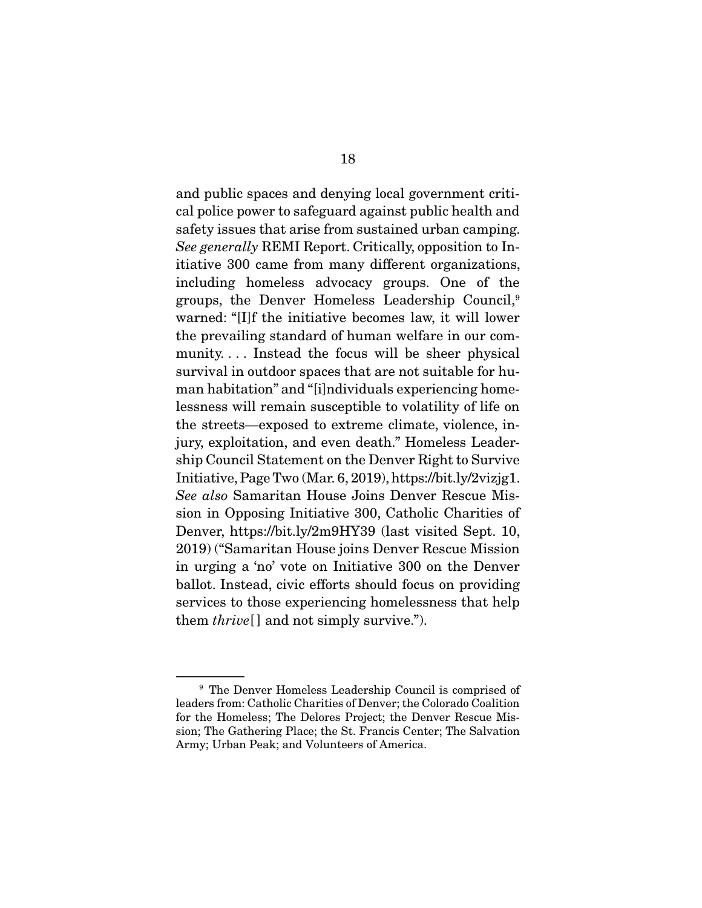and public spaces and denying local government critical police power to safeguard against public health and safety issues that arise from sustained urban camping. *See generally* REMI Report. Critically, opposition to Initiative 300 came from many different organizations, including homeless advocacy groups. One of the groups, the Denver Homeless Leadership Council,[9] warned: "[I]f the initiative becomes law, it will lower the prevailing standard of human welfare in our community. . . . Instead the focus will be sheer physical survival in outdoor spaces that are not suitable for human habitation" and "[i]ndividuals experiencing homelessness will remain susceptible to volatility of life on the streets—exposed to extreme climate, violence, injury, exploitation, and even death." Homeless Leadership Council Statement on the Denver Right to Survive Initiative, Page Two (Mar. 6, 2019), https://bit.ly/2vizjg1. *See also* Samaritan House Joins Denver Rescue Mission in Opposing Initiative 300, Catholic Charities of Denver, https://bit.ly/2m9HY39 (last visited Sept. 10, 2019) ("Samaritan House joins Denver Rescue Mission in urging a 'no' vote on Initiative 300 on the Denver ballot. Instead, civic efforts should focus on providing services to those experiencing homelessness that help them *thrive*[] and not simply survive.").

---

[9] The Denver Homeless Leadership Council is comprised of leaders from: Catholic Charities of Denver; the Colorado Coalition for the Homeless; The Delores Project; the Denver Rescue Mission; The Gathering Place; the St. Francis Center; The Salvation Army; Urban Peak; and Volunteers of America.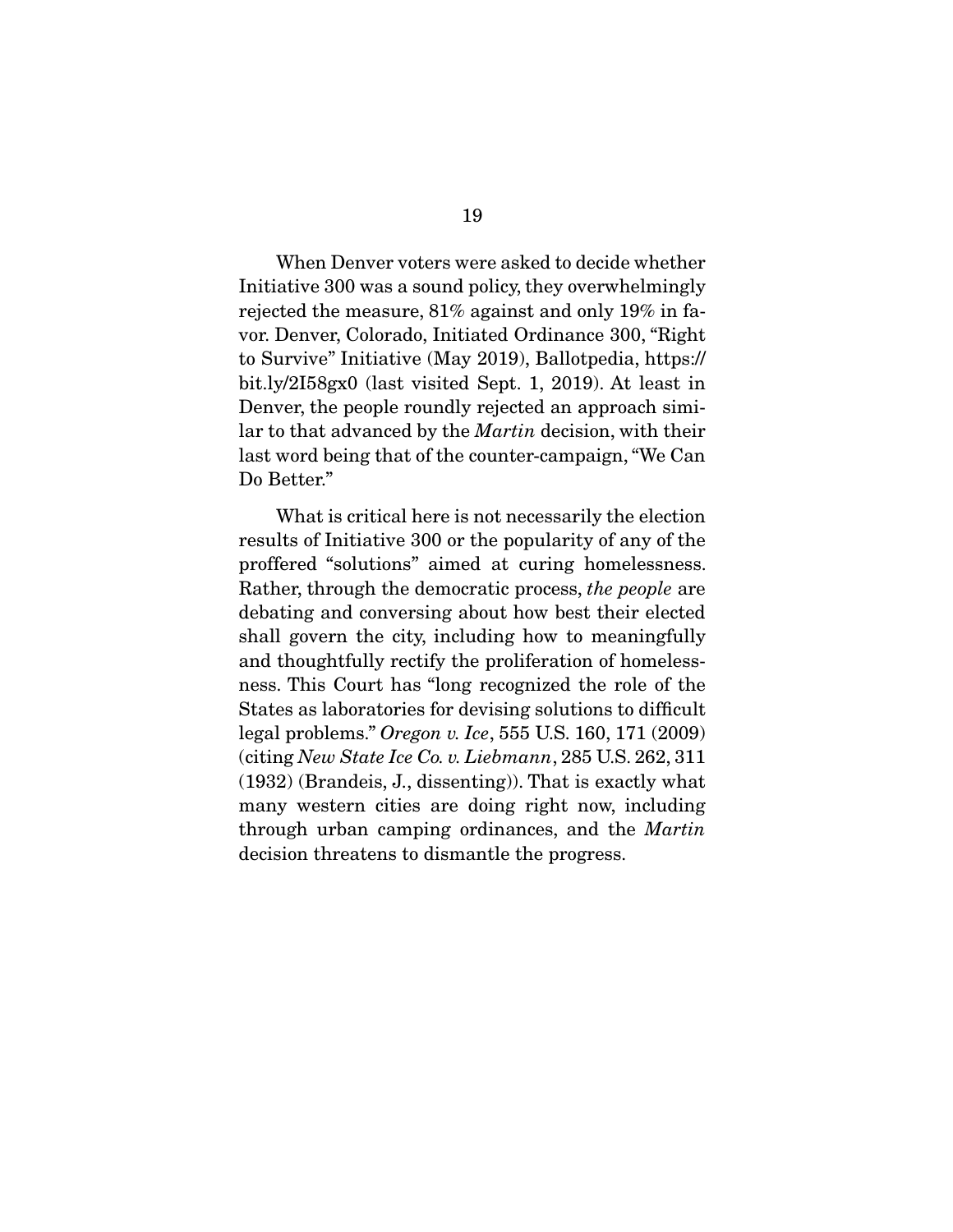When Denver voters were asked to decide whether Initiative 300 was a sound policy, they overwhelmingly rejected the measure, 81% against and only 19% in favor. Denver, Colorado, Initiated Ordinance 300, "Right to Survive" Initiative (May 2019), Ballotpedia, https://bit.ly/2I58gx0 (last visited Sept. 1, 2019). At least in Denver, the people roundly rejected an approach similar to that advanced by the *Martin* decision, with their last word being that of the counter-campaign, "We Can Do Better."

What is critical here is not necessarily the election results of Initiative 300 or the popularity of any of the proffered "solutions" aimed at curing homelessness. Rather, through the democratic process, *the people* are debating and conversing about how best their elected shall govern the city, including how to meaningfully and thoughtfully rectify the proliferation of homelessness. This Court has "long recognized the role of the States as laboratories for devising solutions to difficult legal problems." *Oregon v. Ice*, 555 U.S. 160, 171 (2009) (citing *New State Ice Co. v. Liebmann*, 285 U.S. 262, 311 (1932) (Brandeis, J., dissenting)). That is exactly what many western cities are doing right now, including through urban camping ordinances, and the *Martin* decision threatens to dismantle the progress.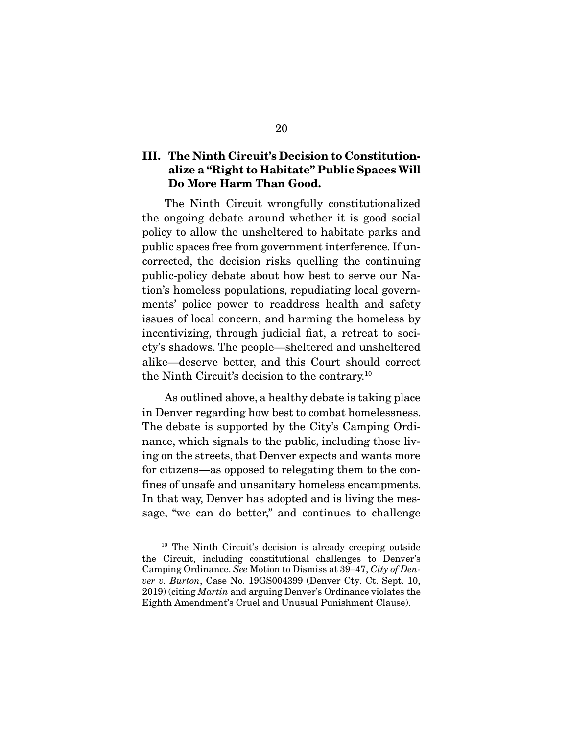## III. The Ninth Circuit's Decision to Constitutionalize a "Right to Habitate" Public Spaces Will Do More Harm Than Good.

The Ninth Circuit wrongfully constitutionalized the ongoing debate around whether it is good social policy to allow the unsheltered to habitate parks and public spaces free from government interference. If uncorrected, the decision risks quelling the continuing public-policy debate about how best to serve our Nation's homeless populations, repudiating local governments' police power to readdress health and safety issues of local concern, and harming the homeless by incentivizing, through judicial fiat, a retreat to society's shadows. The people—sheltered and unsheltered alike—deserve better, and this Court should correct the Ninth Circuit's decision to the contrary.[10]

As outlined above, a healthy debate is taking place in Denver regarding how best to combat homelessness. The debate is supported by the City's Camping Ordinance, which signals to the public, including those living on the streets, that Denver expects and wants more for citizens—as opposed to relegating them to the confines of unsafe and unsanitary homeless encampments. In that way, Denver has adopted and is living the message, "we can do better," and continues to challenge

---

[10] The Ninth Circuit's decision is already creeping outside the Circuit, including constitutional challenges to Denver's Camping Ordinance. *See* Motion to Dismiss at 39–47, *City of Denver v. Burton*, Case No. 19GS004399 (Denver Cty. Ct. Sept. 10, 2019) (citing *Martin* and arguing Denver's Ordinance violates the Eighth Amendment's Cruel and Unusual Punishment Clause).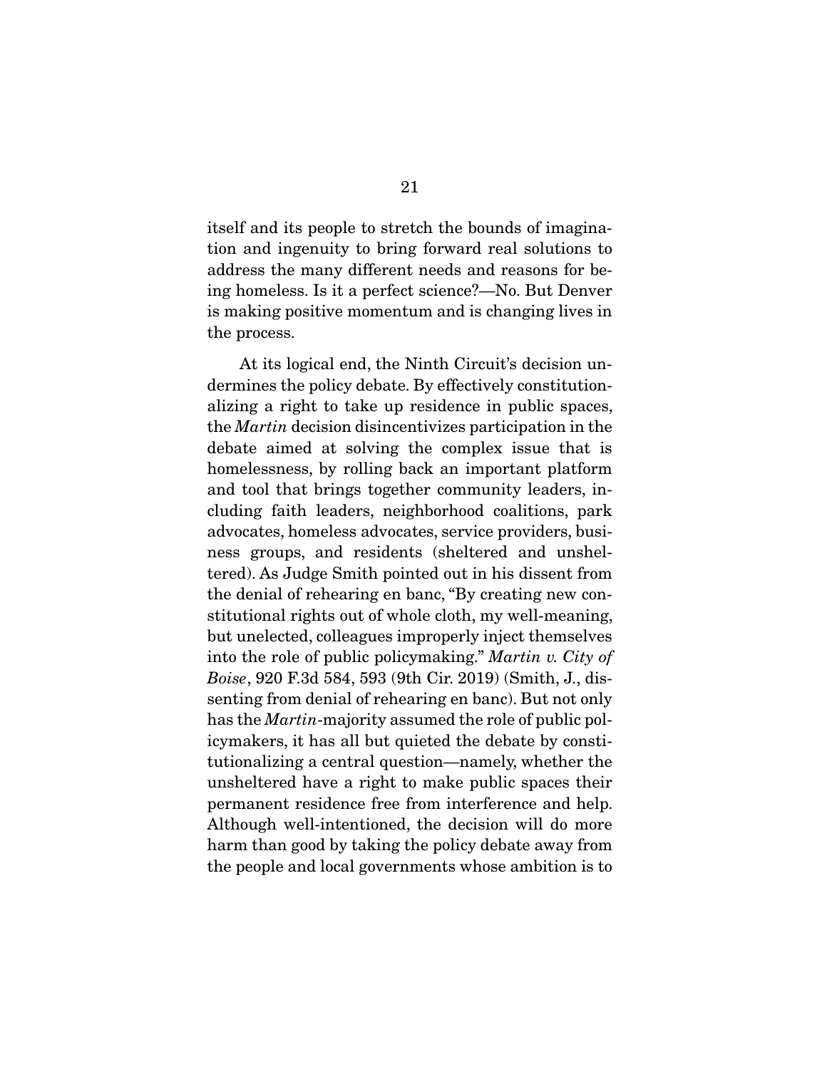itself and its people to stretch the bounds of imagination and ingenuity to bring forward real solutions to address the many different needs and reasons for being homeless. Is it a perfect science?—No. But Denver is making positive momentum and is changing lives in the process.

At its logical end, the Ninth Circuit's decision undermines the policy debate. By effectively constitutionalizing a right to take up residence in public spaces, the *Martin* decision disincentivizes participation in the debate aimed at solving the complex issue that is homelessness, by rolling back an important platform and tool that brings together community leaders, including faith leaders, neighborhood coalitions, park advocates, homeless advocates, service providers, business groups, and residents (sheltered and unsheltered). As Judge Smith pointed out in his dissent from the denial of rehearing en banc, "By creating new constitutional rights out of whole cloth, my well-meaning, but unelected, colleagues improperly inject themselves into the role of public policymaking." *Martin v. City of Boise*, 920 F.3d 584, 593 (9th Cir. 2019) (Smith, J., dissenting from denial of rehearing en banc). But not only has the *Martin*-majority assumed the role of public policymakers, it has all but quieted the debate by constitutionalizing a central question—namely, whether the unsheltered have a right to make public spaces their permanent residence free from interference and help. Although well-intentioned, the decision will do more harm than good by taking the policy debate away from the people and local governments whose ambition is to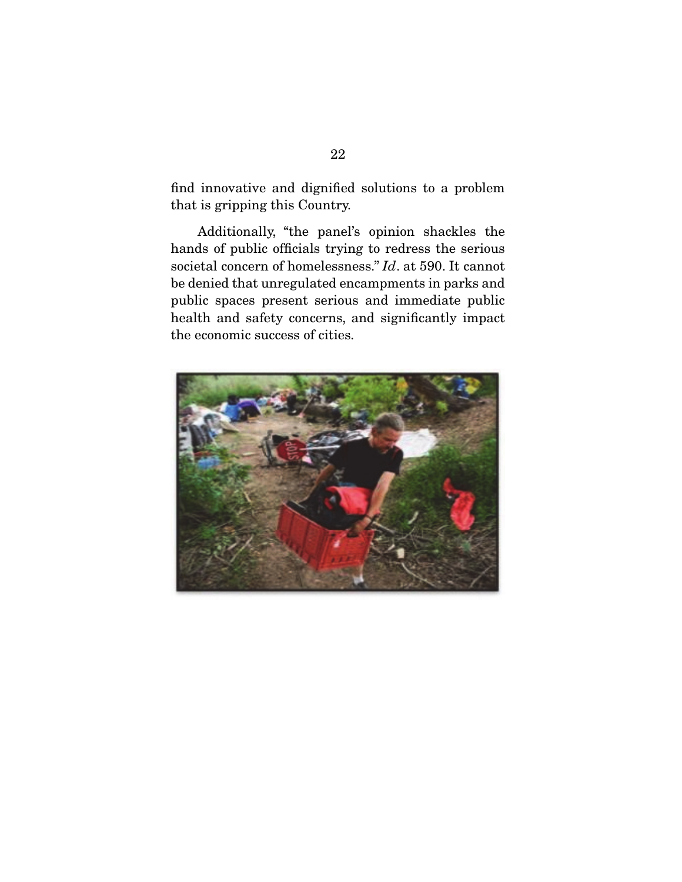find innovative and dignified solutions to a problem that is gripping this Country.

Additionally, "the panel's opinion shackles the hands of public officials trying to redress the serious societal concern of homelessness." *Id*. at 590. It cannot be denied that unregulated encampments in parks and public spaces present serious and immediate public health and safety concerns, and significantly impact the economic success of cities.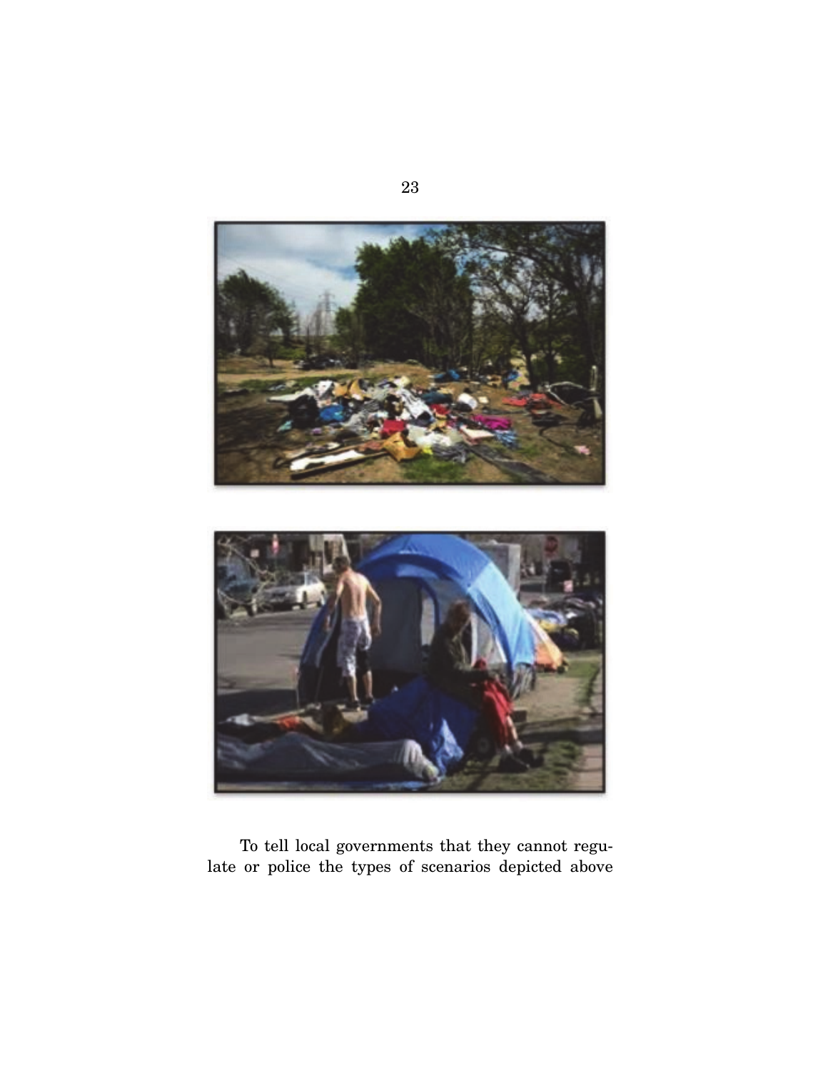To tell local governments that they cannot regulate or police the types of scenarios depicted above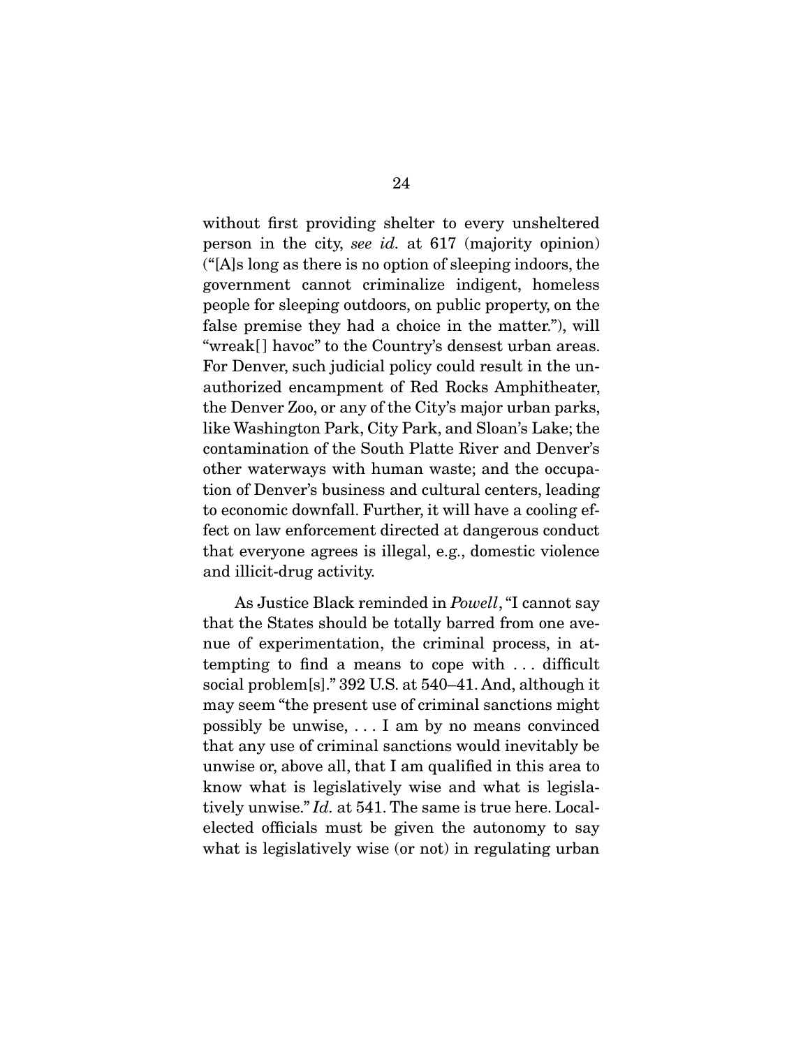without first providing shelter to every unsheltered person in the city, *see id.* at 617 (majority opinion) ("[A]s long as there is no option of sleeping indoors, the government cannot criminalize indigent, homeless people for sleeping outdoors, on public property, on the false premise they had a choice in the matter."), will "wreak[ ] havoc" to the Country's densest urban areas. For Denver, such judicial policy could result in the unauthorized encampment of Red Rocks Amphitheater, the Denver Zoo, or any of the City's major urban parks, like Washington Park, City Park, and Sloan's Lake; the contamination of the South Platte River and Denver's other waterways with human waste; and the occupation of Denver's business and cultural centers, leading to economic downfall. Further, it will have a cooling effect on law enforcement directed at dangerous conduct that everyone agrees is illegal, e.g., domestic violence and illicit-drug activity.

As Justice Black reminded in *Powell*, "I cannot say that the States should be totally barred from one avenue of experimentation, the criminal process, in attempting to find a means to cope with . . . difficult social problem[s]." 392 U.S. at 540–41. And, although it may seem "the present use of criminal sanctions might possibly be unwise, . . . I am by no means convinced that any use of criminal sanctions would inevitably be unwise or, above all, that I am qualified in this area to know what is legislatively wise and what is legislatively unwise." *Id.* at 541. The same is true here. Local-elected officials must be given the autonomy to say what is legislatively wise (or not) in regulating urban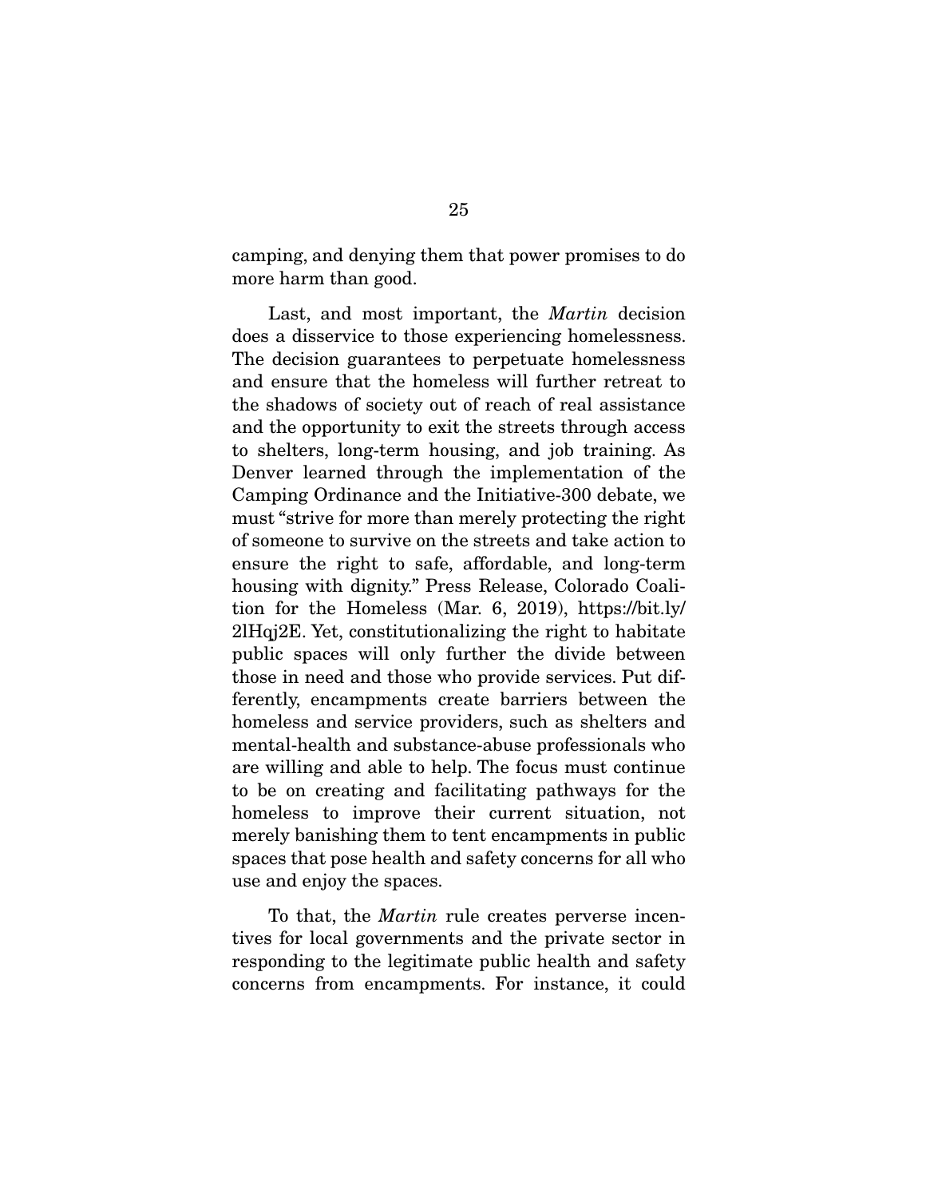camping, and denying them that power promises to do more harm than good.

Last, and most important, the *Martin* decision does a disservice to those experiencing homelessness. The decision guarantees to perpetuate homelessness and ensure that the homeless will further retreat to the shadows of society out of reach of real assistance and the opportunity to exit the streets through access to shelters, long-term housing, and job training. As Denver learned through the implementation of the Camping Ordinance and the Initiative-300 debate, we must "strive for more than merely protecting the right of someone to survive on the streets and take action to ensure the right to safe, affordable, and long-term housing with dignity." Press Release, Colorado Coalition for the Homeless (Mar. 6, 2019), https://bit.ly/2lHqj2E. Yet, constitutionalizing the right to habitate public spaces will only further the divide between those in need and those who provide services. Put differently, encampments create barriers between the homeless and service providers, such as shelters and mental-health and substance-abuse professionals who are willing and able to help. The focus must continue to be on creating and facilitating pathways for the homeless to improve their current situation, not merely banishing them to tent encampments in public spaces that pose health and safety concerns for all who use and enjoy the spaces.

To that, the *Martin* rule creates perverse incentives for local governments and the private sector in responding to the legitimate public health and safety concerns from encampments. For instance, it could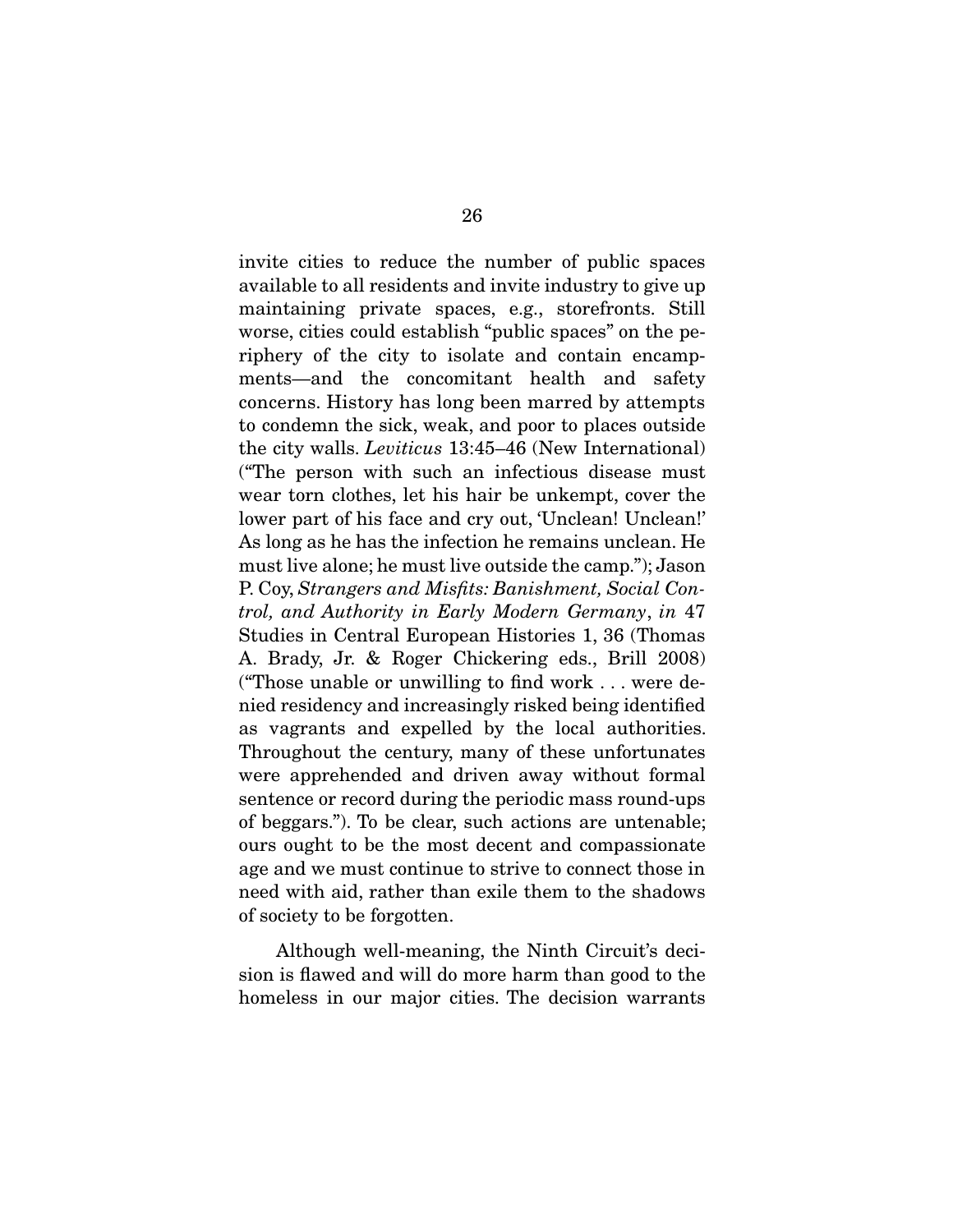invite cities to reduce the number of public spaces available to all residents and invite industry to give up maintaining private spaces, e.g., storefronts. Still worse, cities could establish "public spaces" on the periphery of the city to isolate and contain encampments—and the concomitant health and safety concerns. History has long been marred by attempts to condemn the sick, weak, and poor to places outside the city walls. *Leviticus* 13:45–46 (New International) ("The person with such an infectious disease must wear torn clothes, let his hair be unkempt, cover the lower part of his face and cry out, 'Unclean! Unclean!' As long as he has the infection he remains unclean. He must live alone; he must live outside the camp."); Jason P. Coy, *Strangers and Misfits: Banishment, Social Control, and Authority in Early Modern Germany*, *in* 47 Studies in Central European Histories 1, 36 (Thomas A. Brady, Jr. & Roger Chickering eds., Brill 2008) ("Those unable or unwilling to find work . . . were denied residency and increasingly risked being identified as vagrants and expelled by the local authorities. Throughout the century, many of these unfortunates were apprehended and driven away without formal sentence or record during the periodic mass round-ups of beggars."). To be clear, such actions are untenable; ours ought to be the most decent and compassionate age and we must continue to strive to connect those in need with aid, rather than exile them to the shadows of society to be forgotten.

Although well-meaning, the Ninth Circuit's decision is flawed and will do more harm than good to the homeless in our major cities. The decision warrants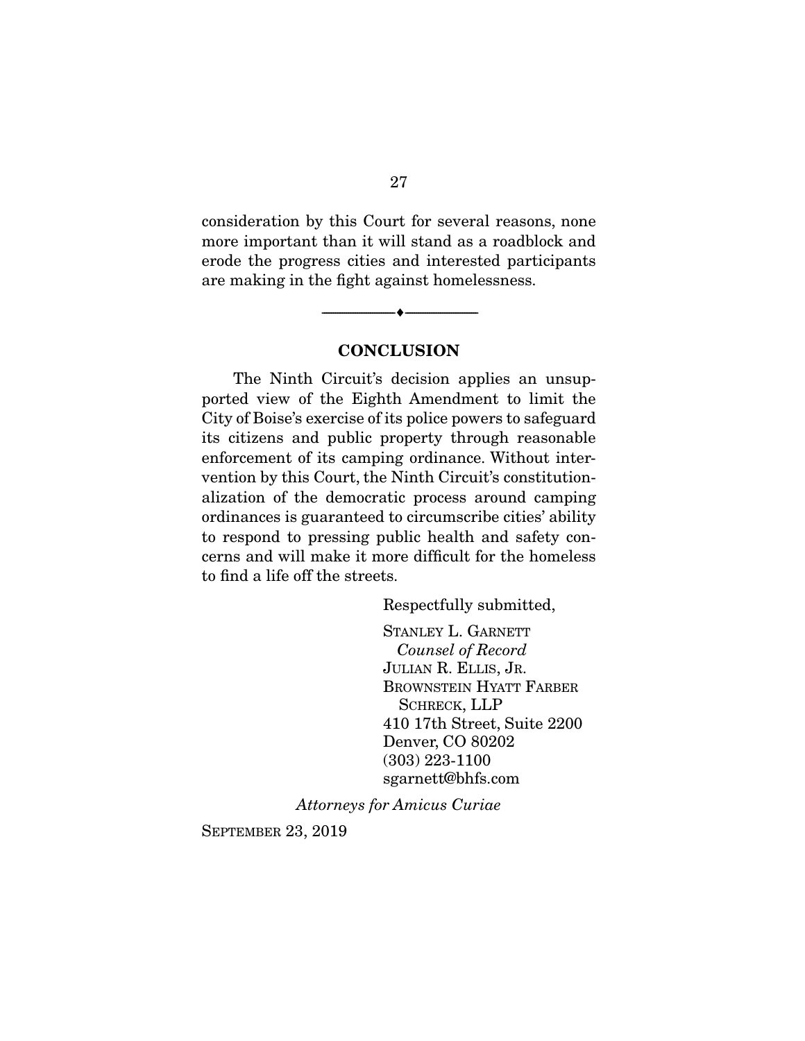consideration by this Court for several reasons, none more important than it will stand as a roadblock and erode the progress cities and interested participants are making in the fight against homelessness.

---

## CONCLUSION

The Ninth Circuit's decision applies an unsupported view of the Eighth Amendment to limit the City of Boise's exercise of its police powers to safeguard its citizens and public property through reasonable enforcement of its camping ordinance. Without intervention by this Court, the Ninth Circuit's constitutionalization of the democratic process around camping ordinances is guaranteed to circumscribe cities' ability to respond to pressing public health and safety concerns and will make it more difficult for the homeless to find a life off the streets.

Respectfully submitted,

STANLEY L. GARNETT
*Counsel of Record*
JULIAN R. ELLIS, JR.
BROWNSTEIN HYATT FARBER SCHRECK, LLP
410 17th Street, Suite 2200
Denver, CO 80202
(303) 223-1100
sgarnett@bhfs.com

*Attorneys for Amicus Curiae*

SEPTEMBER 23, 2019